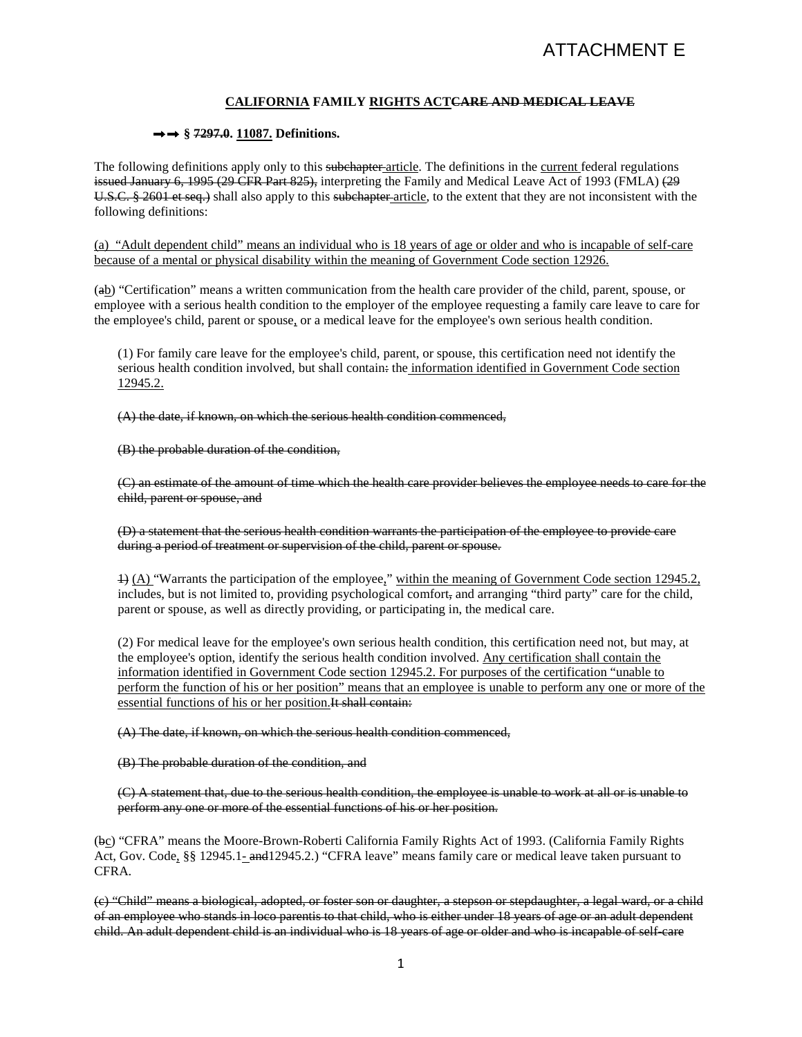**<u>CALIFORNIA</u> FAMILY <u>RIGHTS ACT</u>~~CARE AND MEDICAL LEAVE~~**

**→→ § ~~7297.0~~. <u>11087.</u> Definitions.**

The following definitions apply only to this ~~subchapter~~ <u>article</u>. The definitions in the <u>current</u> federal regulations ~~issued January 6, 1995 (29 CFR Part 825),~~ interpreting the Family and Medical Leave Act of 1993 (FMLA) ~~(29 U.S.C. § 2601 et seq.)~~ shall also apply to this ~~subchapter~~ <u>article</u>, to the extent that they are not inconsistent with the following definitions:

<u>(a) "Adult dependent child" means an individual who is 18 years of age or older and who is incapable of self-care because of a mental or physical disability within the meaning of Government Code section 12926.</u>

(~~a~~<u>b</u>) "Certification" means a written communication from the health care provider of the child, parent, spouse, or employee with a serious health condition to the employer of the employee requesting a family care leave to care for the employee's child, parent or spouse<u>,</u> or a medical leave for the employee's own serious health condition.

(1) For family care leave for the employee's child, parent, or spouse, this certification need not identify the serious health condition involved, but shall contain~~:~~ the <u>information identified in Government Code section 12945.2.</u>

~~(A) the date, if known, on which the serious health condition commenced,~~

~~(B) the probable duration of the condition,~~

~~(C) an estimate of the amount of time which the health care provider believes the employee needs to care for the child, parent or spouse, and~~

~~(D) a statement that the serious health condition warrants the participation of the employee to provide care during a period of treatment or supervision of the child, parent or spouse.~~

~~1)~~ <u>(A)</u> "Warrants the participation of the employee<u>,</u>" <u>within the meaning of Government Code section 12945.2,</u> includes, but is not limited to, providing psychological comfort~~,~~ and arranging "third party" care for the child, parent or spouse, as well as directly providing, or participating in, the medical care.

(2) For medical leave for the employee's own serious health condition, this certification need not, but may, at the employee's option, identify the serious health condition involved. <u>Any certification shall contain the information identified in Government Code section 12945.2. For purposes of the certification "unable to perform the function of his or her position" means that an employee is unable to perform any one or more of the essential functions of his or her position.</u>~~It shall contain:~~

~~(A) The date, if known, on which the serious health condition commenced,~~

~~(B) The probable duration of the condition, and~~

~~(C) A statement that, due to the serious health condition, the employee is unable to work at all or is unable to perform any one or more of the essential functions of his or her position.~~

(~~b~~<u>c</u>) "CFRA" means the Moore-Brown-Roberti California Family Rights Act of 1993. (California Family Rights Act, Gov. Code<u>,</u> §§ 12945.1<u>-</u> ~~and~~12945.2.) "CFRA leave" means family care or medical leave taken pursuant to CFRA.

~~(c) "Child" means a biological, adopted, or foster son or daughter, a stepson or stepdaughter, a legal ward, or a child of an employee who stands in loco parentis to that child, who is either under 18 years of age or an adult dependent child. An adult dependent child is an individual who is 18 years of age or older and who is incapable of self-care~~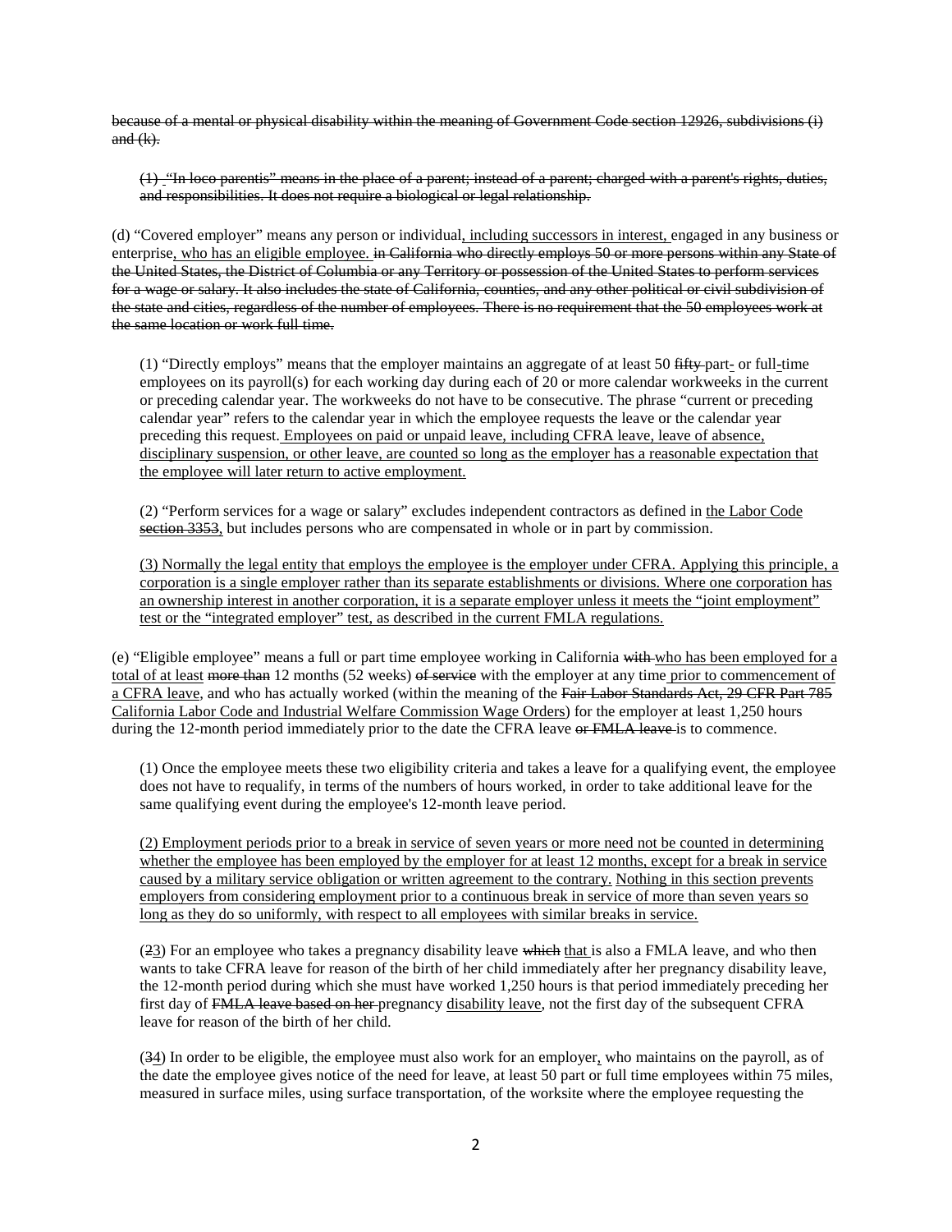~~because of a mental or physical disability within the meaning of Government Code section 12926, subdivisions (i) and (k).~~

~~(1) "In loco parentis" means in the place of a parent; instead of a parent; charged with a parent's rights, duties, and responsibilities. It does not require a biological or legal relationship.~~

(d) "Covered employer" means any person or individual<u>, including successors in interest,</u> engaged in any business or enterprise<u>, who has an eligible employee.</u> ~~in California who directly employs 50 or more persons within any State of the United States, the District of Columbia or any Territory or possession of the United States to perform services for a wage or salary. It also includes the state of California, counties, and any other political or civil subdivision of the state and cities, regardless of the number of employees. There is no requirement that the 50 employees work at the same location or work full time.~~

(1) "Directly employs" means that the employer maintains an aggregate of at least 50 ~~fifty~~ part<u>-</u> or full<u>-</u>time employees on its payroll(s) for each working day during each of 20 or more calendar workweeks in the current or preceding calendar year. The workweeks do not have to be consecutive. The phrase "current or preceding calendar year" refers to the calendar year in which the employee requests the leave or the calendar year preceding this request.<u> Employees on paid or unpaid leave, including CFRA leave, leave of absence, disciplinary suspension, or other leave, are counted so long as the employer has a reasonable expectation that the employee will later return to active employment.</u>

(2) "Perform services for a wage or salary" excludes independent contractors as defined in <u>the Labor Code</u> ~~section 3353~~, but includes persons who are compensated in whole or in part by commission.

<u>(3) Normally the legal entity that employs the employee is the employer under CFRA. Applying this principle, a corporation is a single employer rather than its separate establishments or divisions. Where one corporation has an ownership interest in another corporation, it is a separate employer unless it meets the "joint employment" test or the "integrated employer" test, as described in the current FMLA regulations.</u>

(e) "Eligible employee" means a full or part time employee working in California ~~with~~ <u>who has been employed for a total of at least</u> ~~more than~~ 12 months (52 weeks) ~~of service~~ with the employer at any time<u> prior to commencement of a CFRA leave</u>, and who has actually worked (within the meaning of the ~~Fair Labor Standards Act, 29 CFR Part 785~~ <u>California Labor Code and Industrial Welfare Commission Wage Orders</u>) for the employer at least 1,250 hours during the 12-month period immediately prior to the date the CFRA leave ~~or FMLA leave~~ is to commence.

(1) Once the employee meets these two eligibility criteria and takes a leave for a qualifying event, the employee does not have to requalify, in terms of the numbers of hours worked, in order to take additional leave for the same qualifying event during the employee's 12-month leave period.

<u>(2) Employment periods prior to a break in service of seven years or more need not be counted in determining whether the employee has been employed by the employer for at least 12 months, except for a break in service caused by a military service obligation or written agreement to the contrary. Nothing in this section prevents employers from considering employment prior to a continuous break in service of more than seven years so long as they do so uniformly, with respect to all employees with similar breaks in service.</u>

(~~2~~<u>3</u>) For an employee who takes a pregnancy disability leave ~~which~~ <u>that</u> is also a FMLA leave, and who then wants to take CFRA leave for reason of the birth of her child immediately after her pregnancy disability leave, the 12-month period during which she must have worked 1,250 hours is that period immediately preceding her first day of ~~FMLA leave based on her~~ pregnancy <u>disability leave</u>, not the first day of the subsequent CFRA leave for reason of the birth of her child.

(~~3~~<u>4</u>) In order to be eligible, the employee must also work for an employer<u>,</u> who maintains on the payroll, as of the date the employee gives notice of the need for leave, at least 50 part or full time employees within 75 miles, measured in surface miles, using surface transportation, of the worksite where the employee requesting the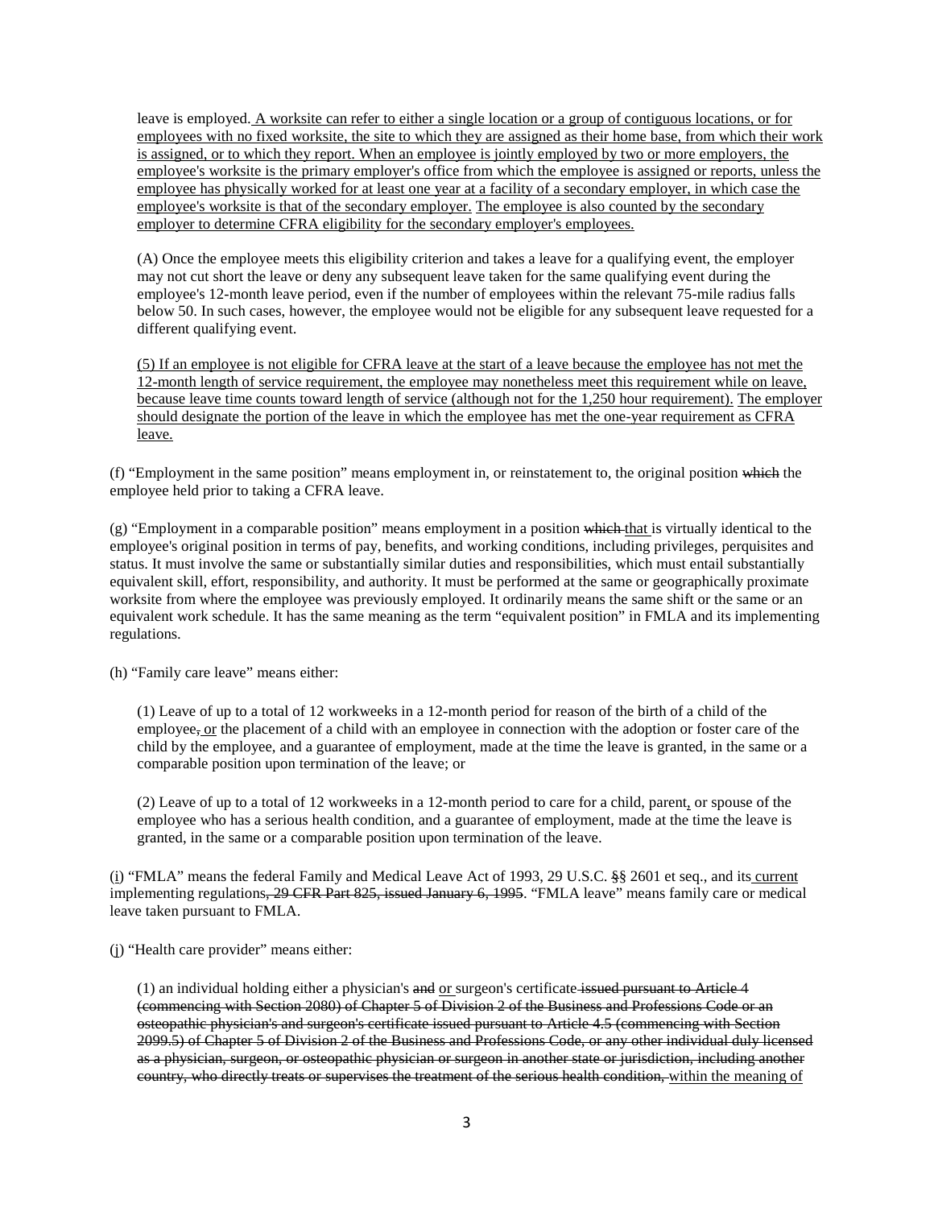leave is employed.<u> A worksite can refer to either a single location or a group of contiguous locations, or for employees with no fixed worksite, the site to which they are assigned as their home base, from which their work is assigned, or to which they report. When an employee is jointly employed by two or more employers, the employee's worksite is the primary employer's office from which the employee is assigned or reports, unless the employee has physically worked for at least one year at a facility of a secondary employer, in which case the employee's worksite is that of the secondary employer.</u> <u>The employee is also counted by the secondary employer to determine CFRA eligibility for the secondary employer's employees.</u>

(A) Once the employee meets this eligibility criterion and takes a leave for a qualifying event, the employer may not cut short the leave or deny any subsequent leave taken for the same qualifying event during the employee's 12-month leave period, even if the number of employees within the relevant 75-mile radius falls below 50. In such cases, however, the employee would not be eligible for any subsequent leave requested for a different qualifying event.

<u>(5) If an employee is not eligible for CFRA leave at the start of a leave because the employee has not met the 12-month length of service requirement, the employee may nonetheless meet this requirement while on leave, because leave time counts toward length of service (although not for the 1,250 hour requirement).</u> <u>The employer should designate the portion of the leave in which the employee has met the one-year requirement as CFRA leave.</u>

(f) "Employment in the same position" means employment in, or reinstatement to, the original position ~~which~~ the employee held prior to taking a CFRA leave.

(g) "Employment in a comparable position" means employment in a position ~~which~~ <u>that</u> is virtually identical to the employee's original position in terms of pay, benefits, and working conditions, including privileges, perquisites and status. It must involve the same or substantially similar duties and responsibilities, which must entail substantially equivalent skill, effort, responsibility, and authority. It must be performed at the same or geographically proximate worksite from where the employee was previously employed. It ordinarily means the same shift or the same or an equivalent work schedule. It has the same meaning as the term "equivalent position" in FMLA and its implementing regulations.

(h) "Family care leave" means either:

(1) Leave of up to a total of 12 workweeks in a 12-month period for reason of the birth of a child of the employee~~,~~ <u>or</u> the placement of a child with an employee in connection with the adoption or foster care of the child by the employee, and a guarantee of employment, made at the time the leave is granted, in the same or a comparable position upon termination of the leave; or

(2) Leave of up to a total of 12 workweeks in a 12-month period to care for a child, parent<u>,</u> or spouse of the employee who has a serious health condition, and a guarantee of employment, made at the time the leave is granted, in the same or a comparable position upon termination of the leave.

(<u>i</u>) "FMLA" means the federal Family and Medical Leave Act of 1993, 29 U.S.C. ~~§~~§ 2601 et seq., and its<u> current</u> implementing regulations~~, 29 CFR Part 825, issued January 6, 1995~~. "FMLA leave" means family care or medical leave taken pursuant to FMLA.

(<u>j</u>) "Health care provider" means either:

(1) an individual holding either a physician's ~~and~~ <u>or</u> surgeon's certificate~~ issued pursuant to Article 4 (commencing with Section 2080) of Chapter 5 of Division 2 of the Business and Professions Code or an osteopathic physician's and surgeon's certificate issued pursuant to Article 4.5 (commencing with Section 2099.5) of Chapter 5 of Division 2 of the Business and Professions Code, or any other individual duly licensed as a physician, surgeon, or osteopathic physician or surgeon in another state or jurisdiction, including another country, who directly treats or supervises the treatment of the serious health condition,~~ <u>within the meaning of</u>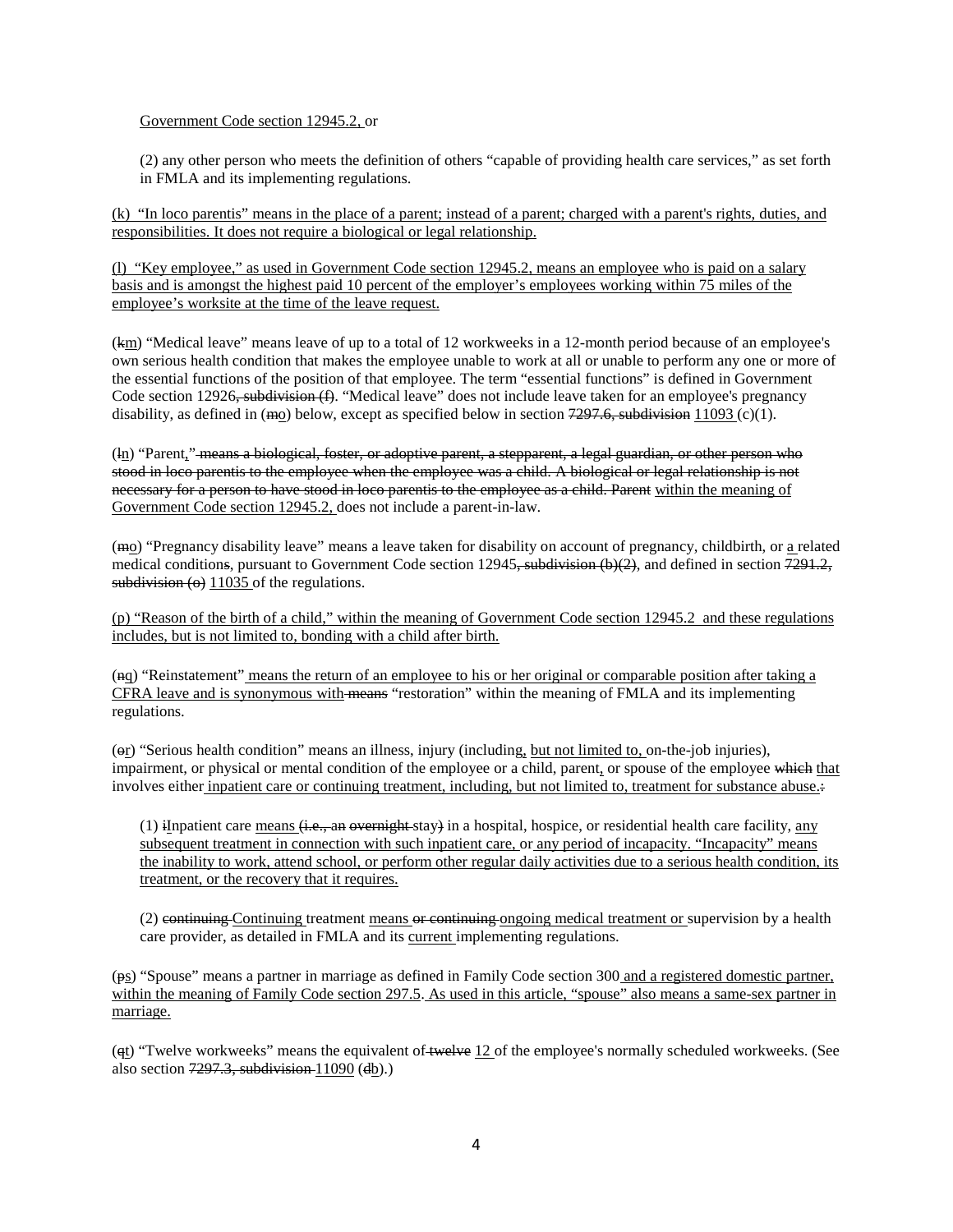<u>Government Code section 12945.2,</u> or

(2) any other person who meets the definition of others “capable of providing health care services,” as set forth in FMLA and its implementing regulations.

<u>(k) “In loco parentis” means in the place of a parent; instead of a parent; charged with a parent's rights, duties, and responsibilities. It does not require a biological or legal relationship.</u>

<u>(l) “Key employee,” as used in Government Code section 12945.2, means an employee who is paid on a salary basis and is amongst the highest paid 10 percent of the employer’s employees working within 75 miles of the employee’s worksite at the time of the leave request.</u>

(~~k~~<u>m</u>) “Medical leave” means leave of up to a total of 12 workweeks in a 12-month period because of an employee's own serious health condition that makes the employee unable to work at all or unable to perform any one or more of the essential functions of the position of that employee. The term “essential functions” is defined in Government Code section 12926~~, subdivision (f)~~. “Medical leave” does not include leave taken for an employee's pregnancy disability, as defined in (~~m~~<u>o</u>) below, except as specified below in section ~~7297.6, subdivision~~ <u>11093</u> (c)(1).

(~~l~~<u>n</u>) “Parent<u>,</u>” ~~means a biological, foster, or adoptive parent, a stepparent, a legal guardian, or other person who stood in loco parentis to the employee when the employee was a child. A biological or legal relationship is not necessary for a person to have stood in loco parentis to the employee as a child. Parent~~ <u>within the meaning of Government Code section 12945.2,</u> does not include a parent-in-law.

(~~m~~<u>o</u>) “Pregnancy disability leave” means a leave taken for disability on account of pregnancy, childbirth, or <u>a</u> related medical condition~~s~~, pursuant to Government Code section 12945~~, subdivision (b)(2)~~, and defined in section ~~7291.2, subdivision (o)~~ <u>11035</u> of the regulations.

<u>(p) “Reason of the birth of a child,” within the meaning of Government Code section 12945.2 and these regulations includes, but is not limited to, bonding with a child after birth.</u>

(~~n~~<u>q</u>) “Reinstatement” <u>means the return of an employee to his or her original or comparable position after taking a CFRA leave and is synonymous with</u> ~~means~~ “restoration” within the meaning of FMLA and its implementing regulations.

(~~o~~<u>r</u>) “Serious health condition” means an illness, injury (including<u>, but not limited to,</u> on-the-job injuries), impairment, or physical or mental condition of the employee or a child, parent<u>,</u> or spouse of the employee ~~which~~ <u>that</u> involves either <u>inpatient care or continuing treatment, including, but not limited to, treatment for substance abuse.</u>~~:~~

(1) ~~i~~<u>I</u>npatient care <u>means</u> ~~(i.e., an overnight~~ stay~~)~~ in a hospital, hospice, or residential health care facility, <u>any subsequent treatment in connection with such inpatient care,</u> or <u>any period of incapacity. “Incapacity” means the inability to work, attend school, or perform other regular daily activities due to a serious health condition, its treatment, or the recovery that it requires.</u>

(2) ~~continuing~~ <u>Continuing</u> treatment <u>means</u> ~~or continuing~~ <u>ongoing medical treatment or</u> supervision by a health care provider, as detailed in FMLA and its <u>current</u> implementing regulations.

(~~p~~<u>s</u>) “Spouse” means a partner in marriage as defined in Family Code section 300 <u>and a registered domestic partner, within the meaning of Family Code section 297.5</u>. <u>As used in this article, “spouse” also means a same-sex partner in marriage.</u>

(~~q~~<u>t</u>) “Twelve workweeks” means the equivalent of ~~twelve~~ <u>12</u> of the employee's normally scheduled workweeks. (See also section ~~7297.3, subdivision~~ <u>11090</u> (~~d~~<u>b</u>).)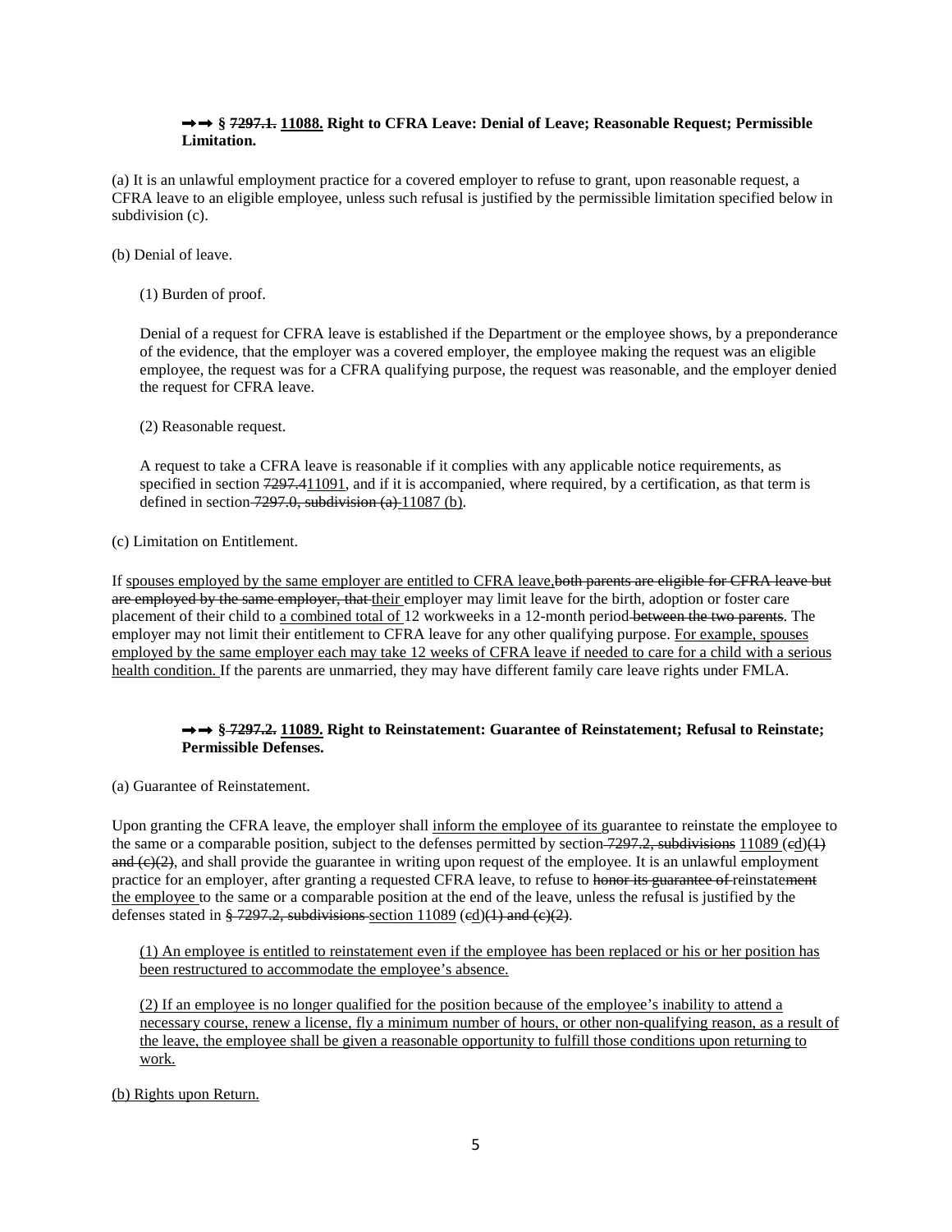**→→ § ~~7297.1.~~ <u>11088.</u> Right to CFRA Leave: Denial of Leave; Reasonable Request; Permissible Limitation.**

(a) It is an unlawful employment practice for a covered employer to refuse to grant, upon reasonable request, a CFRA leave to an eligible employee, unless such refusal is justified by the permissible limitation specified below in subdivision (c).

(b) Denial of leave.

(1) Burden of proof.

Denial of a request for CFRA leave is established if the Department or the employee shows, by a preponderance of the evidence, that the employer was a covered employer, the employee making the request was an eligible employee, the request was for a CFRA qualifying purpose, the request was reasonable, and the employer denied the request for CFRA leave.

(2) Reasonable request.

A request to take a CFRA leave is reasonable if it complies with any applicable notice requirements, as specified in section ~~7297.4~~<u>11091</u>, and if it is accompanied, where required, by a certification, as that term is defined in section ~~7297.0, subdivision (a)~~ <u>11087 (b)</u>.

(c) Limitation on Entitlement.

If <u>spouses employed by the same employer are entitled to CFRA leave,</u>~~both parents are eligible for CFRA leave but are employed by the same employer, that~~ <u>their</u> employer may limit leave for the birth, adoption or foster care placement of their child to <u>a combined total of</u> 12 workweeks in a 12-month period ~~between the two parents~~. The employer may not limit their entitlement to CFRA leave for any other qualifying purpose. <u>For example, spouses employed by the same employer each may take 12 weeks of CFRA leave if needed to care for a child with a serious health condition.</u> If the parents are unmarried, they may have different family care leave rights under FMLA.

**→→ § ~~7297.2.~~ <u>11089.</u> Right to Reinstatement: Guarantee of Reinstatement; Refusal to Reinstate; Permissible Defenses.**

(a) Guarantee of Reinstatement.

Upon granting the CFRA leave, the employer shall <u>inform the employee of its</u> guarantee to reinstate the employee to the same or a comparable position, subject to the defenses permitted by section ~~7297.2, subdivisions~~ <u>11089</u> (~~c~~<u>d</u>)~~(1) and (c)(2)~~, and shall provide the guarantee in writing upon request of the employee. It is an unlawful employment practice for an employer, after granting a requested CFRA leave, to refuse to ~~honor its guarantee of~~ reinstate~~ment~~ <u>the employee</u> to the same or a comparable position at the end of the leave, unless the refusal is justified by the defenses stated in ~~§ 7297.2, subdivisions~~ <u>section 11089</u> (~~c~~<u>d</u>)~~(1) and (c)(2)~~.

<u>(1) An employee is entitled to reinstatement even if the employee has been replaced or his or her position has been restructured to accommodate the employee's absence.</u>

<u>(2) If an employee is no longer qualified for the position because of the employee's inability to attend a necessary course, renew a license, fly a minimum number of hours, or other non-qualifying reason, as a result of the leave, the employee shall be given a reasonable opportunity to fulfill those conditions upon returning to work.</u>

<u>(b) Rights upon Return.</u>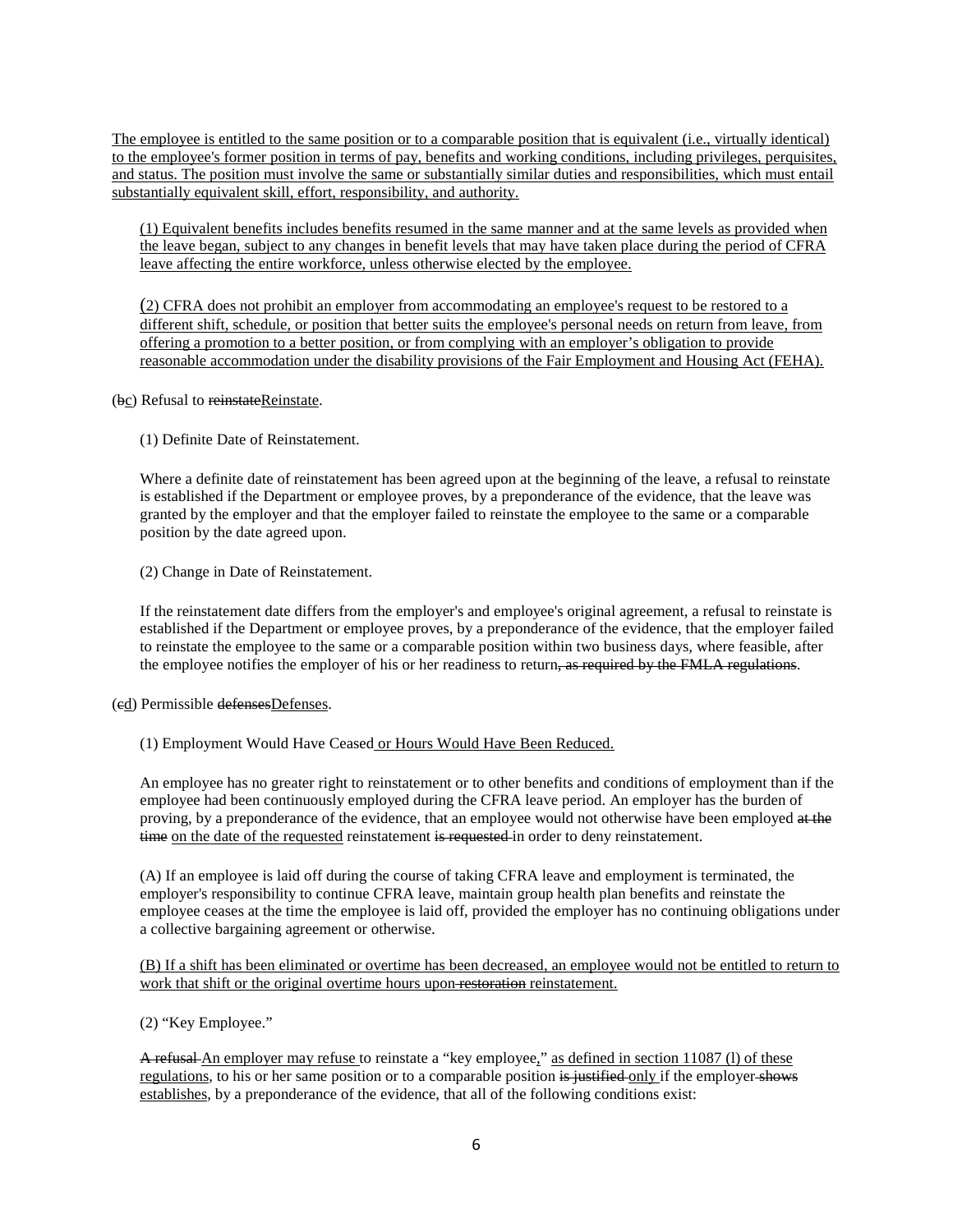<u>The employee is entitled to the same position or to a comparable position that is equivalent (i.e., virtually identical) to the employee's former position in terms of pay, benefits and working conditions, including privileges, perquisites, and status. The position must involve the same or substantially similar duties and responsibilities, which must entail substantially equivalent skill, effort, responsibility, and authority.</u>

<u>(1) Equivalent benefits includes benefits resumed in the same manner and at the same levels as provided when the leave began, subject to any changes in benefit levels that may have taken place during the period of CFRA leave affecting the entire workforce, unless otherwise elected by the employee.</u>

<u>(2) CFRA does not prohibit an employer from accommodating an employee's request to be restored to a different shift, schedule, or position that better suits the employee's personal needs on return from leave, from offering a promotion to a better position, or from complying with an employer's obligation to provide reasonable accommodation under the disability provisions of the Fair Employment and Housing Act (FEHA).</u>

(~~b~~<u>c</u>) Refusal to ~~reinstate~~<u>Reinstate</u>.

(1) Definite Date of Reinstatement.

Where a definite date of reinstatement has been agreed upon at the beginning of the leave, a refusal to reinstate is established if the Department or employee proves, by a preponderance of the evidence, that the leave was granted by the employer and that the employer failed to reinstate the employee to the same or a comparable position by the date agreed upon.

(2) Change in Date of Reinstatement.

If the reinstatement date differs from the employer's and employee's original agreement, a refusal to reinstate is established if the Department or employee proves, by a preponderance of the evidence, that the employer failed to reinstate the employee to the same or a comparable position within two business days, where feasible, after the employee notifies the employer of his or her readiness to return~~, as required by the FMLA regulations~~.

(~~c~~<u>d</u>) Permissible ~~defenses~~<u>Defenses</u>.

(1) Employment Would Have Ceased<u> or Hours Would Have Been Reduced.</u>

An employee has no greater right to reinstatement or to other benefits and conditions of employment than if the employee had been continuously employed during the CFRA leave period. An employer has the burden of proving, by a preponderance of the evidence, that an employee would not otherwise have been employed ~~at the time~~ <u>on the date of the requested</u> reinstatement ~~is requested~~ in order to deny reinstatement.

(A) If an employee is laid off during the course of taking CFRA leave and employment is terminated, the employer's responsibility to continue CFRA leave, maintain group health plan benefits and reinstate the employee ceases at the time the employee is laid off, provided the employer has no continuing obligations under a collective bargaining agreement or otherwise.

<u>(B) If a shift has been eliminated or overtime has been decreased, an employee would not be entitled to return to work that shift or the original overtime hours upon</u> ~~restoration~~ <u>reinstatement.</u>

(2) "Key Employee."

~~A refusal~~ <u>An employer may refuse</u> to reinstate a "key employee<u>,</u>" <u>as defined in section 11087 (l) of these regulations</u>, to his or her same position or to a comparable position ~~is justified~~ <u>only</u> if the employer ~~shows~~ <u>establishes</u>, by a preponderance of the evidence, that all of the following conditions exist: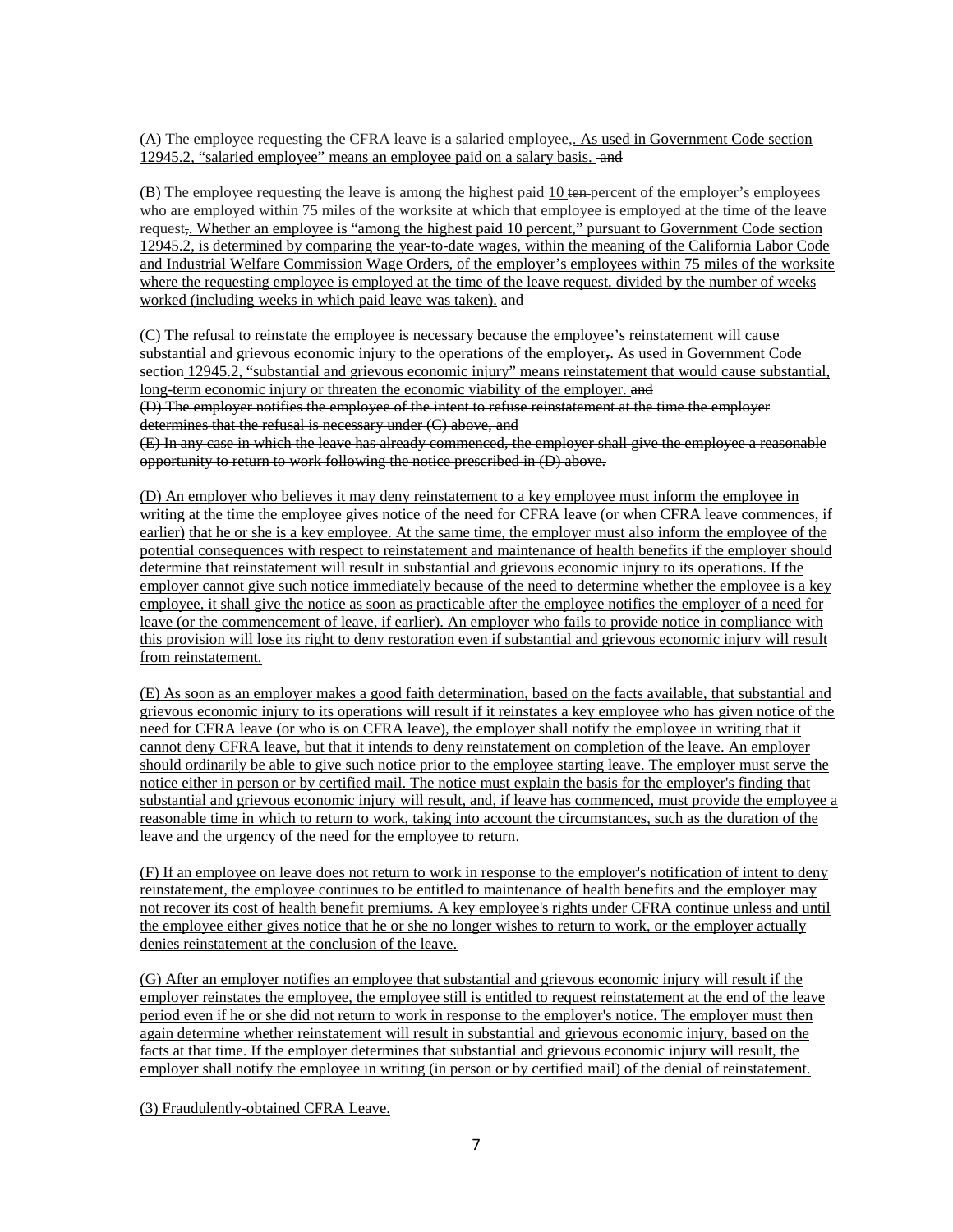(A) The employee requesting the CFRA leave is a salaried employee~~,~~<u>. As used in Government Code section 12945.2, “salaried employee” means an employee paid on a salary basis.</u> ~~and~~

(B) The employee requesting the leave is among the highest paid <u>10</u> ~~ten~~ percent of the employer’s employees who are employed within 75 miles of the worksite at which that employee is employed at the time of the leave request~~,~~<u>. Whether an employee is “among the highest paid 10 percent,” pursuant to Government Code section 12945.2, is determined by comparing the year-to-date wages, within the meaning of the California Labor Code and Industrial Welfare Commission Wage Orders, of the employer’s employees within 75 miles of the worksite where the requesting employee is employed at the time of the leave request, divided by the number of weeks worked (including weeks in which paid leave was taken).</u> ~~and~~

(C) The refusal to reinstate the employee is necessary because the employee’s reinstatement will cause substantial and grievous economic injury to the operations of the employer~~,~~<u>. As used in Government Code section 12945.2, “substantial and grievous economic injury” means reinstatement that would cause substantial, long-term economic injury or threaten the economic viability of the employer.</u> ~~and~~

~~(D) The employer notifies the employee of the intent to refuse reinstatement at the time the employer determines that the refusal is necessary under (C) above, and~~

~~(E) In any case in which the leave has already commenced, the employer shall give the employee a reasonable opportunity to return to work following the notice prescribed in (D) above.~~

<u>(D) An employer who believes it may deny reinstatement to a key employee must inform the employee in writing at the time the employee gives notice of the need for CFRA leave (or when CFRA leave commences, if earlier) that he or she is a key employee. At the same time, the employer must also inform the employee of the potential consequences with respect to reinstatement and maintenance of health benefits if the employer should determine that reinstatement will result in substantial and grievous economic injury to its operations. If the employer cannot give such notice immediately because of the need to determine whether the employee is a key employee, it shall give the notice as soon as practicable after the employee notifies the employer of a need for leave (or the commencement of leave, if earlier). An employer who fails to provide notice in compliance with this provision will lose its right to deny restoration even if substantial and grievous economic injury will result from reinstatement.</u>

<u>(E) As soon as an employer makes a good faith determination, based on the facts available, that substantial and grievous economic injury to its operations will result if it reinstates a key employee who has given notice of the need for CFRA leave (or who is on CFRA leave), the employer shall notify the employee in writing that it cannot deny CFRA leave, but that it intends to deny reinstatement on completion of the leave. An employer should ordinarily be able to give such notice prior to the employee starting leave. The employer must serve the notice either in person or by certified mail. The notice must explain the basis for the employer's finding that substantial and grievous economic injury will result, and, if leave has commenced, must provide the employee a reasonable time in which to return to work, taking into account the circumstances, such as the duration of the leave and the urgency of the need for the employee to return.</u>

<u>(F) If an employee on leave does not return to work in response to the employer's notification of intent to deny reinstatement, the employee continues to be entitled to maintenance of health benefits and the employer may not recover its cost of health benefit premiums. A key employee's rights under CFRA continue unless and until the employee either gives notice that he or she no longer wishes to return to work, or the employer actually denies reinstatement at the conclusion of the leave.</u>

<u>(G) After an employer notifies an employee that substantial and grievous economic injury will result if the employer reinstates the employee, the employee still is entitled to request reinstatement at the end of the leave period even if he or she did not return to work in response to the employer's notice. The employer must then again determine whether reinstatement will result in substantial and grievous economic injury, based on the facts at that time. If the employer determines that substantial and grievous economic injury will result, the employer shall notify the employee in writing (in person or by certified mail) of the denial of reinstatement.</u>

<u>(3) Fraudulently-obtained CFRA Leave.</u>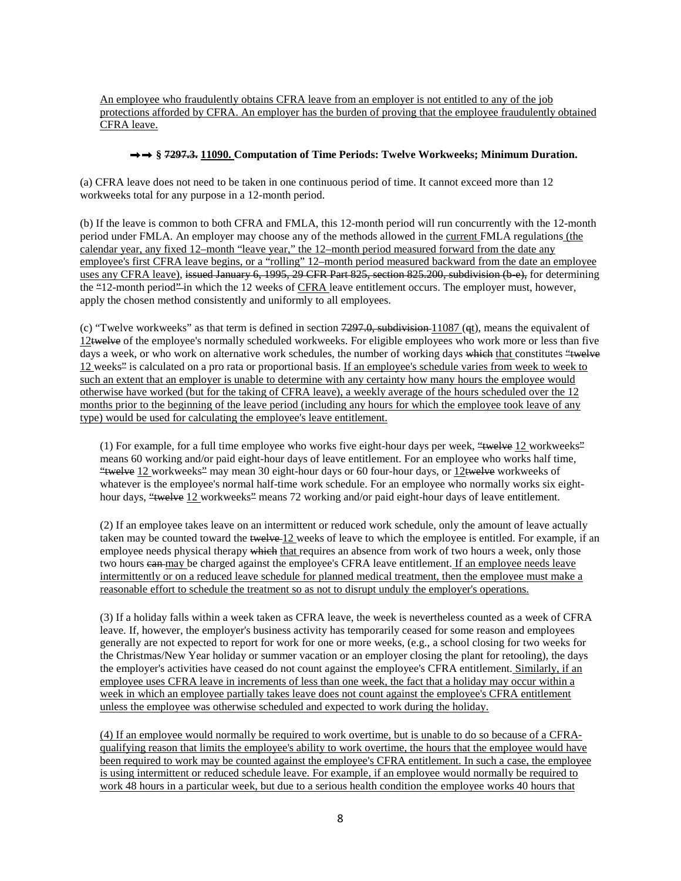An employee who fraudulently obtains CFRA leave from an employer is not entitled to any of the job protections afforded by CFRA. An employer has the burden of proving that the employee fraudulently obtained CFRA leave.

### →→ § ~~7297.3.~~ 11090. Computation of Time Periods: Twelve Workweeks; Minimum Duration.

(a) CFRA leave does not need to be taken in one continuous period of time. It cannot exceed more than 12 workweeks total for any purpose in a 12-month period.

(b) If the leave is common to both CFRA and FMLA, this 12-month period will run concurrently with the 12-month period under FMLA. An employer may choose any of the methods allowed in the current FMLA regulations (the calendar year, any fixed 12–month "leave year," the 12–month period measured forward from the date any employee's first CFRA leave begins, or a "rolling" 12–month period measured backward from the date an employee uses any CFRA leave), ~~issued January 6, 1995, 29 CFR Part 825, section 825.200, subdivision (b-e),~~ for determining the ~~"~~12-month period~~"~~ in which the 12 weeks of CFRA leave entitlement occurs. The employer must, however, apply the chosen method consistently and uniformly to all employees.

(c) "Twelve workweeks" as that term is defined in section ~~7297.0, subdivision~~ 11087 (~~q~~t), means the equivalent of 12~~twelve~~ of the employee's normally scheduled workweeks. For eligible employees who work more or less than five days a week, or who work on alternative work schedules, the number of working days ~~which~~ that constitutes ~~"twelve~~ 12 weeks~~"~~ is calculated on a pro rata or proportional basis. If an employee's schedule varies from week to week to such an extent that an employer is unable to determine with any certainty how many hours the employee would otherwise have worked (but for the taking of CFRA leave), a weekly average of the hours scheduled over the 12 months prior to the beginning of the leave period (including any hours for which the employee took leave of any type) would be used for calculating the employee's leave entitlement.

(1) For example, for a full time employee who works five eight-hour days per week, ~~"twelve~~ 12 workweeks~~"~~ means 60 working and/or paid eight-hour days of leave entitlement. For an employee who works half time, ~~"twelve~~ 12 workweeks~~"~~ may mean 30 eight-hour days or 60 four-hour days, or 12~~twelve~~ workweeks of whatever is the employee's normal half-time work schedule. For an employee who normally works six eight-hour days, ~~"twelve~~ 12 workweeks~~"~~ means 72 working and/or paid eight-hour days of leave entitlement.

(2) If an employee takes leave on an intermittent or reduced work schedule, only the amount of leave actually taken may be counted toward the ~~twelve~~ 12 weeks of leave to which the employee is entitled. For example, if an employee needs physical therapy ~~which~~ that requires an absence from work of two hours a week, only those two hours ~~can~~ may be charged against the employee's CFRA leave entitlement. If an employee needs leave intermittently or on a reduced leave schedule for planned medical treatment, then the employee must make a reasonable effort to schedule the treatment so as not to disrupt unduly the employer's operations.

(3) If a holiday falls within a week taken as CFRA leave, the week is nevertheless counted as a week of CFRA leave. If, however, the employer's business activity has temporarily ceased for some reason and employees generally are not expected to report for work for one or more weeks, (e.g., a school closing for two weeks for the Christmas/New Year holiday or summer vacation or an employer closing the plant for retooling), the days the employer's activities have ceased do not count against the employee's CFRA entitlement. Similarly, if an employee uses CFRA leave in increments of less than one week, the fact that a holiday may occur within a week in which an employee partially takes leave does not count against the employee's CFRA entitlement unless the employee was otherwise scheduled and expected to work during the holiday.

(4) If an employee would normally be required to work overtime, but is unable to do so because of a CFRA-qualifying reason that limits the employee's ability to work overtime, the hours that the employee would have been required to work may be counted against the employee's CFRA entitlement. In such a case, the employee is using intermittent or reduced schedule leave. For example, if an employee would normally be required to work 48 hours in a particular week, but due to a serious health condition the employee works 40 hours that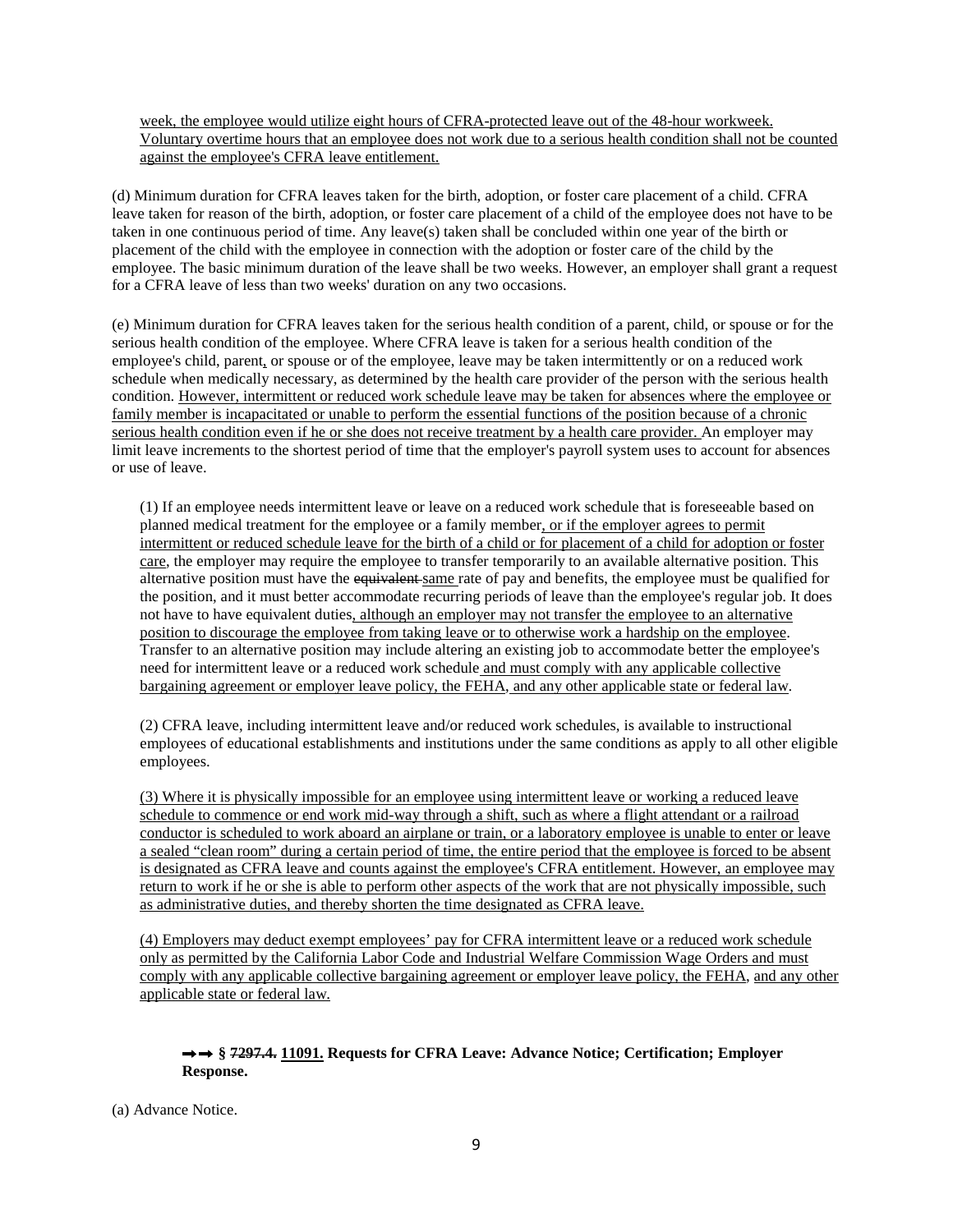week, the employee would utilize eight hours of CFRA-protected leave out of the 48-hour workweek. Voluntary overtime hours that an employee does not work due to a serious health condition shall not be counted against the employee's CFRA leave entitlement.

(d) Minimum duration for CFRA leaves taken for the birth, adoption, or foster care placement of a child. CFRA leave taken for reason of the birth, adoption, or foster care placement of a child of the employee does not have to be taken in one continuous period of time. Any leave(s) taken shall be concluded within one year of the birth or placement of the child with the employee in connection with the adoption or foster care of the child by the employee. The basic minimum duration of the leave shall be two weeks. However, an employer shall grant a request for a CFRA leave of less than two weeks' duration on any two occasions.

(e) Minimum duration for CFRA leaves taken for the serious health condition of a parent, child, or spouse or for the serious health condition of the employee. Where CFRA leave is taken for a serious health condition of the employee's child, parent, or spouse or of the employee, leave may be taken intermittently or on a reduced work schedule when medically necessary, as determined by the health care provider of the person with the serious health condition. However, intermittent or reduced work schedule leave may be taken for absences where the employee or family member is incapacitated or unable to perform the essential functions of the position because of a chronic serious health condition even if he or she does not receive treatment by a health care provider. An employer may limit leave increments to the shortest period of time that the employer's payroll system uses to account for absences or use of leave.

(1) If an employee needs intermittent leave or leave on a reduced work schedule that is foreseeable based on planned medical treatment for the employee or a family member, or if the employer agrees to permit intermittent or reduced schedule leave for the birth of a child or for placement of a child for adoption or foster care, the employer may require the employee to transfer temporarily to an available alternative position. This alternative position must have the ~~equivalent~~ same rate of pay and benefits, the employee must be qualified for the position, and it must better accommodate recurring periods of leave than the employee's regular job. It does not have to have equivalent duties, although an employer may not transfer the employee to an alternative position to discourage the employee from taking leave or to otherwise work a hardship on the employee. Transfer to an alternative position may include altering an existing job to accommodate better the employee's need for intermittent leave or a reduced work schedule and must comply with any applicable collective bargaining agreement or employer leave policy, the FEHA, and any other applicable state or federal law.

(2) CFRA leave, including intermittent leave and/or reduced work schedules, is available to instructional employees of educational establishments and institutions under the same conditions as apply to all other eligible employees.

(3) Where it is physically impossible for an employee using intermittent leave or working a reduced leave schedule to commence or end work mid-way through a shift, such as where a flight attendant or a railroad conductor is scheduled to work aboard an airplane or train, or a laboratory employee is unable to enter or leave a sealed "clean room" during a certain period of time, the entire period that the employee is forced to be absent is designated as CFRA leave and counts against the employee's CFRA entitlement. However, an employee may return to work if he or she is able to perform other aspects of the work that are not physically impossible, such as administrative duties, and thereby shorten the time designated as CFRA leave.

(4) Employers may deduct exempt employees' pay for CFRA intermittent leave or a reduced work schedule only as permitted by the California Labor Code and Industrial Welfare Commission Wage Orders and must comply with any applicable collective bargaining agreement or employer leave policy, the FEHA, and any other applicable state or federal law.

### →→ § ~~7297.4.~~ 11091. Requests for CFRA Leave: Advance Notice; Certification; Employer Response.

(a) Advance Notice.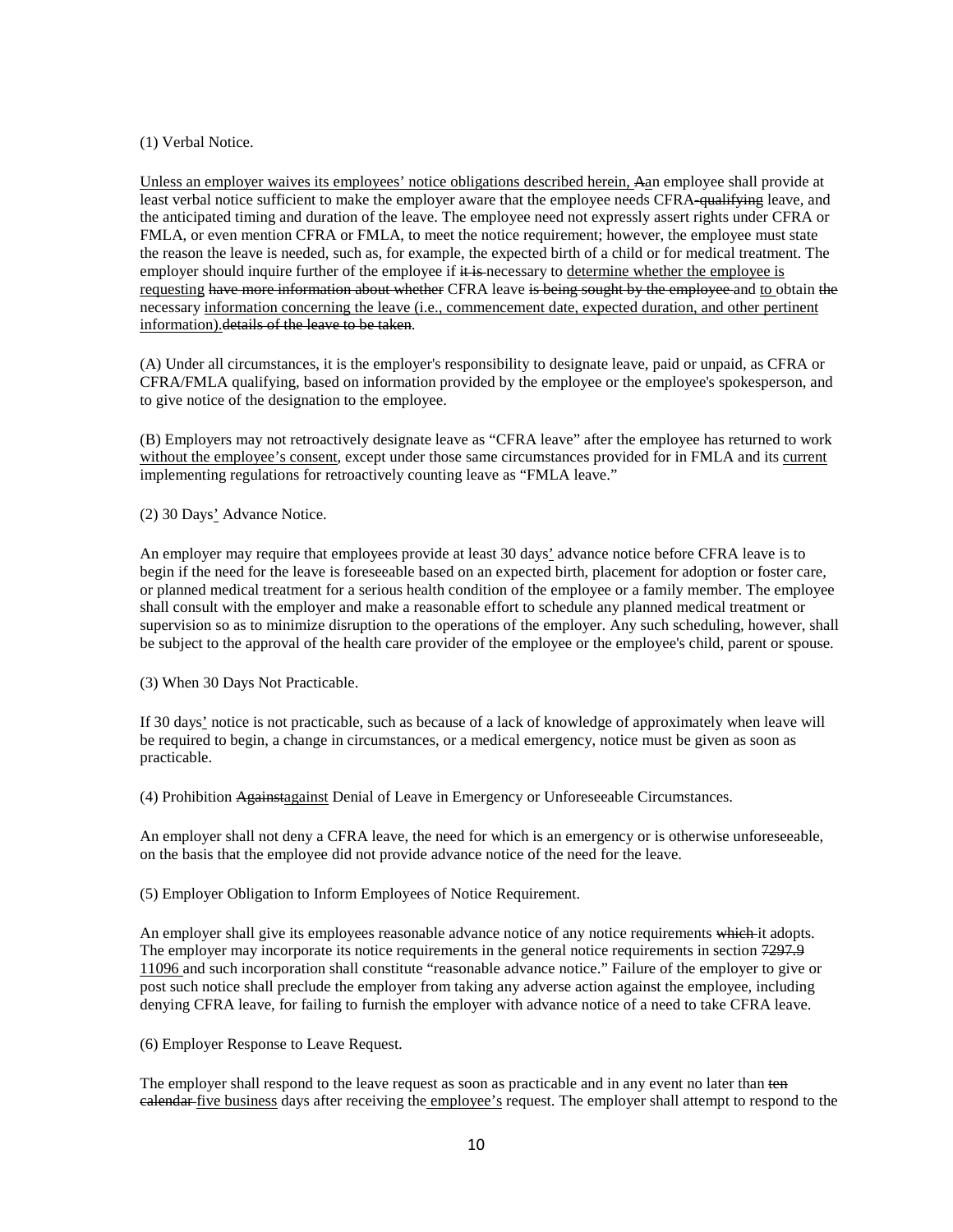(1) Verbal Notice.

<u>Unless an employer waives its employees' notice obligations described herein,</u> ~~A~~an employee shall provide at least verbal notice sufficient to make the employer aware that the employee needs CFRA~~-qualifying~~ leave, and the anticipated timing and duration of the leave. The employee need not expressly assert rights under CFRA or FMLA, or even mention CFRA or FMLA, to meet the notice requirement; however, the employee must state the reason the leave is needed, such as, for example, the expected birth of a child or for medical treatment. The employer should inquire further of the employee if ~~it is~~ necessary to <u>determine whether the employee is requesting</u> ~~have more information about whether~~ CFRA leave ~~is being sought by the employee~~ and <u>to</u> obtain ~~the~~ necessary <u>information concerning the leave (i.e., commencement date, expected duration, and other pertinent information).</u>~~details of the leave to be taken~~.

(A) Under all circumstances, it is the employer's responsibility to designate leave, paid or unpaid, as CFRA or CFRA/FMLA qualifying, based on information provided by the employee or the employee's spokesperson, and to give notice of the designation to the employee.

(B) Employers may not retroactively designate leave as "CFRA leave" after the employee has returned to work <u>without the employee's consent</u>, except under those same circumstances provided for in FMLA and its <u>current</u> implementing regulations for retroactively counting leave as "FMLA leave."

(2) 30 Days<u>'</u> Advance Notice.

An employer may require that employees provide at least 30 days<u>'</u> advance notice before CFRA leave is to begin if the need for the leave is foreseeable based on an expected birth, placement for adoption or foster care, or planned medical treatment for a serious health condition of the employee or a family member. The employee shall consult with the employer and make a reasonable effort to schedule any planned medical treatment or supervision so as to minimize disruption to the operations of the employer. Any such scheduling, however, shall be subject to the approval of the health care provider of the employee or the employee's child, parent or spouse.

(3) When 30 Days Not Practicable.

If 30 days<u>'</u> notice is not practicable, such as because of a lack of knowledge of approximately when leave will be required to begin, a change in circumstances, or a medical emergency, notice must be given as soon as practicable.

(4) Prohibition ~~Against~~<u>against</u> Denial of Leave in Emergency or Unforeseeable Circumstances.

An employer shall not deny a CFRA leave, the need for which is an emergency or is otherwise unforeseeable, on the basis that the employee did not provide advance notice of the need for the leave.

(5) Employer Obligation to Inform Employees of Notice Requirement.

An employer shall give its employees reasonable advance notice of any notice requirements ~~which~~ it adopts. The employer may incorporate its notice requirements in the general notice requirements in section ~~7297.9~~ <u>11096</u> and such incorporation shall constitute "reasonable advance notice." Failure of the employer to give or post such notice shall preclude the employer from taking any adverse action against the employee, including denying CFRA leave, for failing to furnish the employer with advance notice of a need to take CFRA leave.

(6) Employer Response to Leave Request.

The employer shall respond to the leave request as soon as practicable and in any event no later than ~~ten calendar~~ <u>five business</u> days after receiving the <u>employee's</u> request. The employer shall attempt to respond to the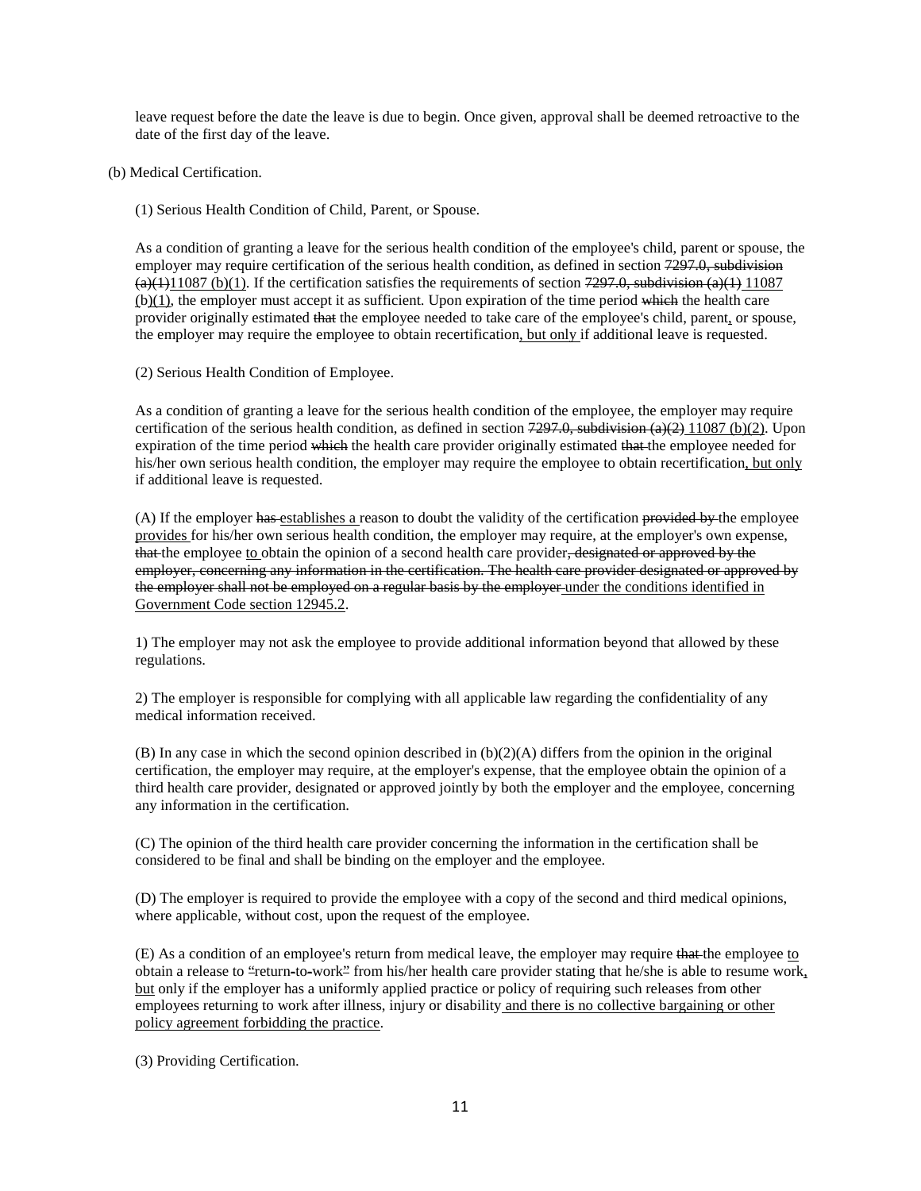leave request before the date the leave is due to begin. Once given, approval shall be deemed retroactive to the date of the first day of the leave.

(b) Medical Certification.

(1) Serious Health Condition of Child, Parent, or Spouse.

As a condition of granting a leave for the serious health condition of the employee's child, parent or spouse, the employer may require certification of the serious health condition, as defined in section ~~7297.0, subdivision (a)(1)~~<u>11087 (b)(1)</u>. If the certification satisfies the requirements of section ~~7297.0, subdivision (a)(1)~~ <u>11087 (b)(1)</u>, the employer must accept it as sufficient. Upon expiration of the time period ~~which~~ the health care provider originally estimated ~~that~~ the employee needed to take care of the employee's child, parent<u>,</u> or spouse, the employer may require the employee to obtain recertification<u>, but only</u> if additional leave is requested.

(2) Serious Health Condition of Employee.

As a condition of granting a leave for the serious health condition of the employee, the employer may require certification of the serious health condition, as defined in section ~~7297.0, subdivision (a)(2)~~ <u>11087 (b)(2)</u>. Upon expiration of the time period ~~which~~ the health care provider originally estimated ~~that~~ the employee needed for his/her own serious health condition, the employer may require the employee to obtain recertification<u>, but only</u> if additional leave is requested.

(A) If the employer ~~has~~ <u>establishes a</u> reason to doubt the validity of the certification ~~provided by~~ the employee <u>provides</u> for his/her own serious health condition, the employer may require, at the employer's own expense, ~~that~~ the employee <u>to</u> obtain the opinion of a second health care provider~~, designated or approved by the employer, concerning any information in the certification. The health care provider designated or approved by the employer shall not be employed on a regular basis by the employer~~ <u>under the conditions identified in Government Code section 12945.2</u>.

1) The employer may not ask the employee to provide additional information beyond that allowed by these regulations.

2) The employer is responsible for complying with all applicable law regarding the confidentiality of any medical information received.

(B) In any case in which the second opinion described in (b)(2)(A) differs from the opinion in the original certification, the employer may require, at the employer's expense, that the employee obtain the opinion of a third health care provider, designated or approved jointly by both the employer and the employee, concerning any information in the certification.

(C) The opinion of the third health care provider concerning the information in the certification shall be considered to be final and shall be binding on the employer and the employee.

(D) The employer is required to provide the employee with a copy of the second and third medical opinions, where applicable, without cost, upon the request of the employee.

(E) As a condition of an employee's return from medical leave, the employer may require ~~that~~ the employee <u>to</u> obtain a release to ~~"~~return<u>-</u>to<u>-</u>work~~"~~ from his/her health care provider stating that he/she is able to resume work<u>, but</u> only if the employer has a uniformly applied practice or policy of requiring such releases from other employees returning to work after illness, injury or disability <u>and there is no collective bargaining or other policy agreement forbidding the practice</u>.

(3) Providing Certification.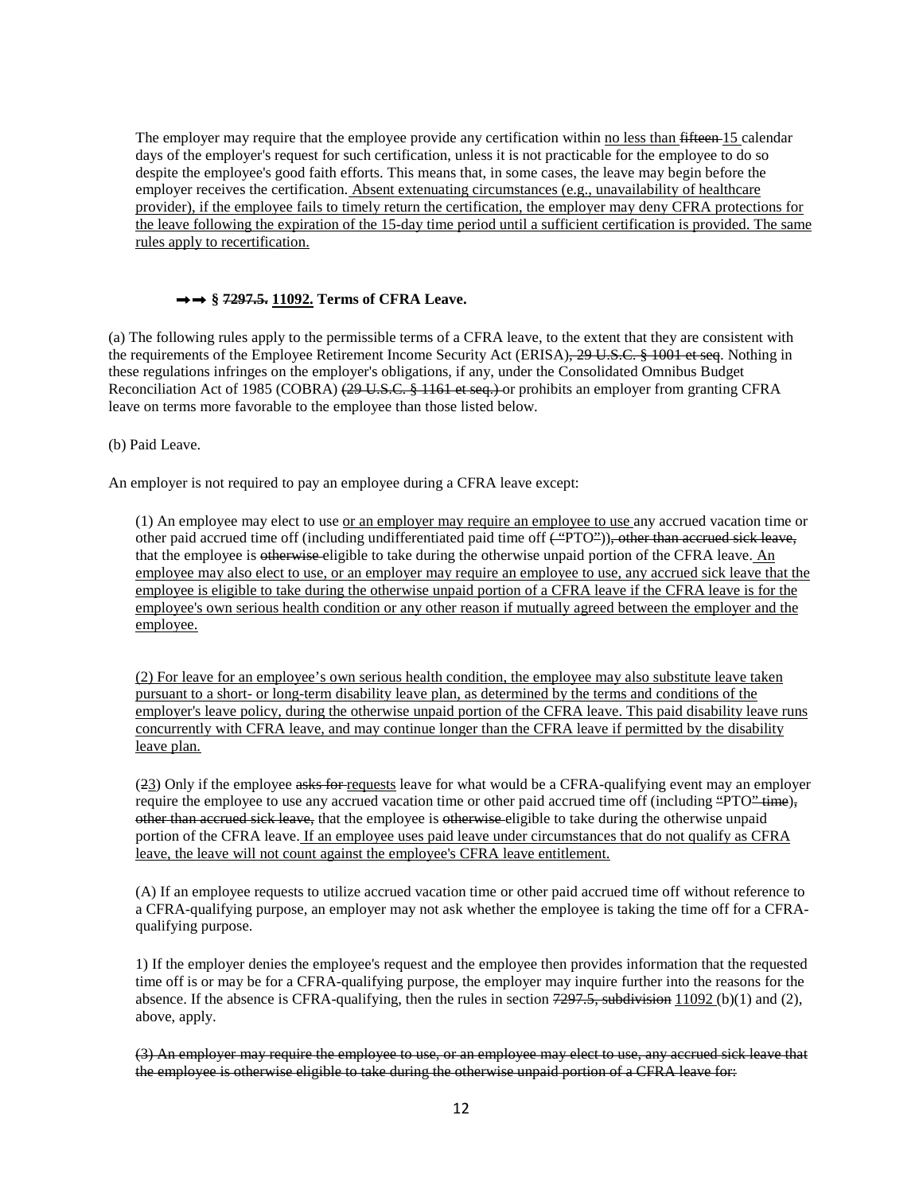The employer may require that the employee provide any certification within <u>no less than</u> ~~fifteen~~ <u>15</u> calendar days of the employer's request for such certification, unless it is not practicable for the employee to do so despite the employee's good faith efforts. This means that, in some cases, the leave may begin before the employer receives the certification. <u>Absent extenuating circumstances (e.g., unavailability of healthcare provider), if the employee fails to timely return the certification, the employer may deny CFRA protections for the leave following the expiration of the 15-day time period until a sufficient certification is provided. The same rules apply to recertification.</u>

### →→ § ~~7297.5.~~ <u>11092.</u> Terms of CFRA Leave.

(a) The following rules apply to the permissible terms of a CFRA leave, to the extent that they are consistent with the requirements of the Employee Retirement Income Security Act (ERISA)~~, 29 U.S.C. § 1001 et seq~~. Nothing in these regulations infringes on the employer's obligations, if any, under the Consolidated Omnibus Budget Reconciliation Act of 1985 (COBRA) ~~(29 U.S.C. § 1161 et seq.)~~ or prohibits an employer from granting CFRA leave on terms more favorable to the employee than those listed below.

(b) Paid Leave.

An employer is not required to pay an employee during a CFRA leave except:

(1) An employee may elect to use <u>or an employer may require an employee to use</u> any accrued vacation time or other paid accrued time off (including undifferentiated paid time off ~~("PTO")~~)~~, other than accrued sick leave,~~ that the employee is ~~otherwise~~ eligible to take during the otherwise unpaid portion of the CFRA leave. <u>An employee may also elect to use, or an employer may require an employee to use, any accrued sick leave that the employee is eligible to take during the otherwise unpaid portion of a CFRA leave if the CFRA leave is for the employee's own serious health condition or any other reason if mutually agreed between the employer and the employee.</u>

<u>(2) For leave for an employee's own serious health condition, the employee may also substitute leave taken pursuant to a short- or long-term disability leave plan, as determined by the terms and conditions of the employer's leave policy, during the otherwise unpaid portion of the CFRA leave. This paid disability leave runs concurrently with CFRA leave, and may continue longer than the CFRA leave if permitted by the disability leave plan.</u>

(~~2~~<u>3</u>) Only if the employee ~~asks for~~ <u>requests</u> leave for what would be a CFRA-qualifying event may an employer require the employee to use any accrued vacation time or other paid accrued time off (including ~~"~~PTO~~" time~~)~~, other than accrued sick leave,~~ that the employee is ~~otherwise~~ eligible to take during the otherwise unpaid portion of the CFRA leave. <u>If an employee uses paid leave under circumstances that do not qualify as CFRA leave, the leave will not count against the employee's CFRA leave entitlement.</u>

(A) If an employee requests to utilize accrued vacation time or other paid accrued time off without reference to a CFRA-qualifying purpose, an employer may not ask whether the employee is taking the time off for a CFRA-qualifying purpose.

1) If the employer denies the employee's request and the employee then provides information that the requested time off is or may be for a CFRA-qualifying purpose, the employer may inquire further into the reasons for the absence. If the absence is CFRA-qualifying, then the rules in section ~~7297.5, subdivision~~ <u>11092</u> (b)(1) and (2), above, apply.

~~(3) An employer may require the employee to use, or an employee may elect to use, any accrued sick leave that the employee is otherwise eligible to take during the otherwise unpaid portion of a CFRA leave for:~~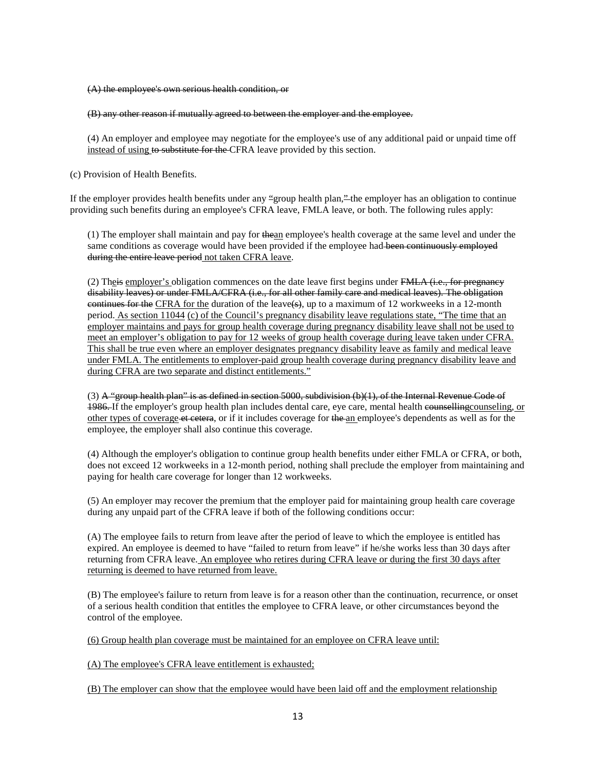~~(A) the employee's own serious health condition, or~~

~~(B) any other reason if mutually agreed to between the employer and the employee.~~

(4) An employer and employee may negotiate for the employee's use of any additional paid or unpaid time off <u>instead of using</u> ~~to substitute for the~~ CFRA leave provided by this section.

(c) Provision of Health Benefits.

If the employer provides health benefits under any <u>"</u>group health plan,~~"~~ the employer has an obligation to continue providing such benefits during an employee's CFRA leave, FMLA leave, or both. The following rules apply:

(1) The employer shall maintain and pay for ~~the~~<u>an</u> employee's health coverage at the same level and under the same conditions as coverage would have been provided if the employee had ~~been continuously employed during the entire leave period~~ <u>not taken CFRA leave</u>.

(2) Th<u>e</u>~~is~~ <u>employer's</u> obligation commences on the date leave first begins under ~~FMLA (i.e., for pregnancy disability leaves) or under FMLA/CFRA (i.e., for all other family care and medical leaves). The obligation continues for the~~ <u>CFRA for the</u> duration of the leave~~(s)~~, up to a maximum of 12 workweeks in a 12-month period. <u>As section 11044 (c) of the Council's pregnancy disability leave regulations state, "The time that an employer maintains and pays for group health coverage during pregnancy disability leave shall not be used to meet an employer's obligation to pay for 12 weeks of group health coverage during leave taken under CFRA. This shall be true even where an employer designates pregnancy disability leave as family and medical leave under FMLA. The entitlements to employer-paid group health coverage during pregnancy disability leave and during CFRA are two separate and distinct entitlements."</u>

(3) ~~A "group health plan" is as defined in section 5000, subdivision (b)(1), of the Internal Revenue Code of 1986.~~ If the employer's group health plan includes dental care, eye care, mental health ~~counselling~~<u>counseling, or other types of coverage</u> ~~et cetera~~, or if it includes coverage for ~~the~~ <u>an</u> employee's dependents as well as for the employee, the employer shall also continue this coverage.

(4) Although the employer's obligation to continue group health benefits under either FMLA or CFRA, or both, does not exceed 12 workweeks in a 12-month period, nothing shall preclude the employer from maintaining and paying for health care coverage for longer than 12 workweeks.

(5) An employer may recover the premium that the employer paid for maintaining group health care coverage during any unpaid part of the CFRA leave if both of the following conditions occur:

(A) The employee fails to return from leave after the period of leave to which the employee is entitled has expired. An employee is deemed to have "failed to return from leave" if he/she works less than 30 days after returning from CFRA leave. <u>An employee who retires during CFRA leave or during the first 30 days after returning is deemed to have returned from leave.</u>

(B) The employee's failure to return from leave is for a reason other than the continuation, recurrence, or onset of a serious health condition that entitles the employee to CFRA leave, or other circumstances beyond the control of the employee.

<u>(6) Group health plan coverage must be maintained for an employee on CFRA leave until:</u>

<u>(A) The employee's CFRA leave entitlement is exhausted;</u>

<u>(B) The employer can show that the employee would have been laid off and the employment relationship</u>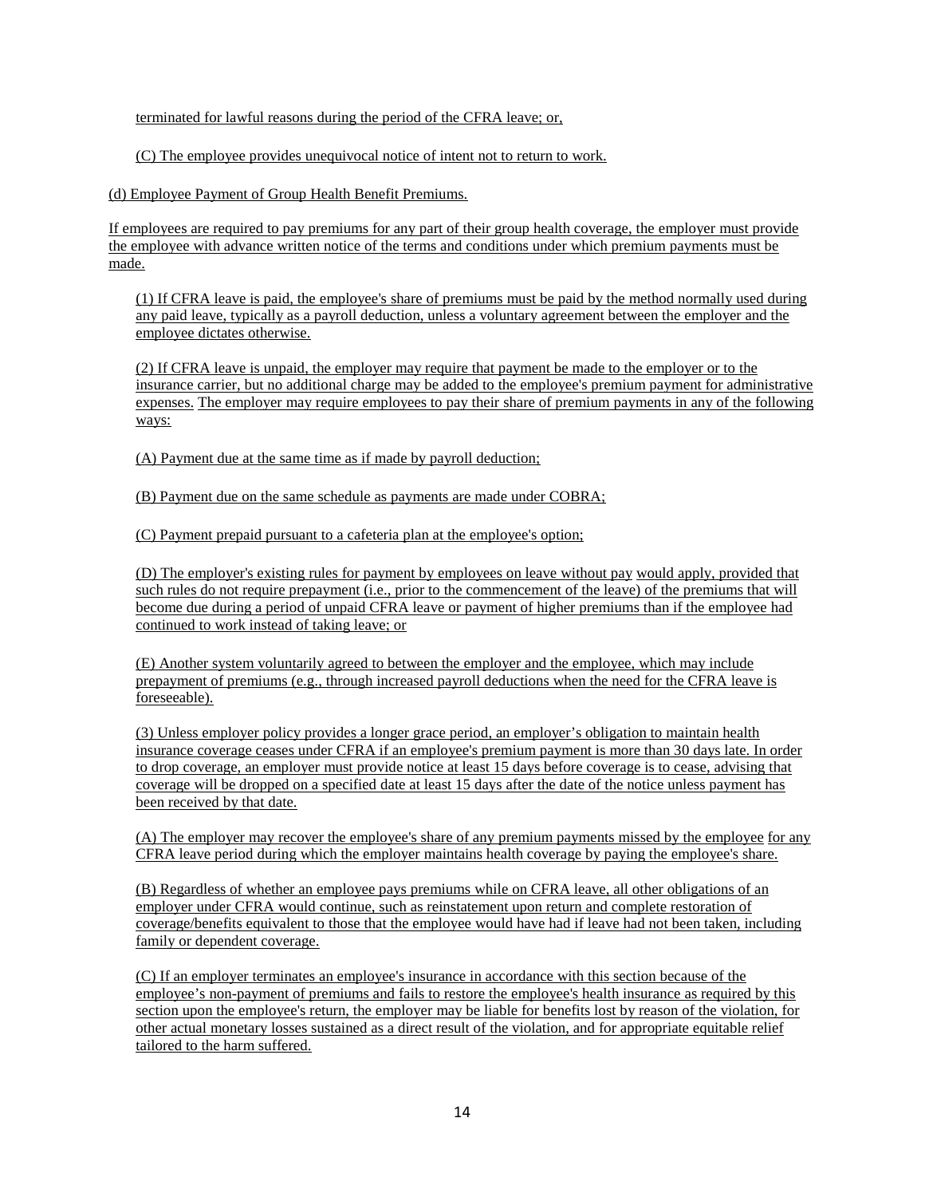terminated for lawful reasons during the period of the CFRA leave; or,

(C) The employee provides unequivocal notice of intent not to return to work.

(d) Employee Payment of Group Health Benefit Premiums.

If employees are required to pay premiums for any part of their group health coverage, the employer must provide the employee with advance written notice of the terms and conditions under which premium payments must be made.

(1) If CFRA leave is paid, the employee's share of premiums must be paid by the method normally used during any paid leave, typically as a payroll deduction, unless a voluntary agreement between the employer and the employee dictates otherwise.

(2) If CFRA leave is unpaid, the employer may require that payment be made to the employer or to the insurance carrier, but no additional charge may be added to the employee's premium payment for administrative expenses. The employer may require employees to pay their share of premium payments in any of the following ways:

(A) Payment due at the same time as if made by payroll deduction;

(B) Payment due on the same schedule as payments are made under COBRA;

(C) Payment prepaid pursuant to a cafeteria plan at the employee's option;

(D) The employer's existing rules for payment by employees on leave without pay would apply, provided that such rules do not require prepayment (i.e., prior to the commencement of the leave) of the premiums that will become due during a period of unpaid CFRA leave or payment of higher premiums than if the employee had continued to work instead of taking leave; or

(E) Another system voluntarily agreed to between the employer and the employee, which may include prepayment of premiums (e.g., through increased payroll deductions when the need for the CFRA leave is foreseeable).

(3) Unless employer policy provides a longer grace period, an employer's obligation to maintain health insurance coverage ceases under CFRA if an employee's premium payment is more than 30 days late. In order to drop coverage, an employer must provide notice at least 15 days before coverage is to cease, advising that coverage will be dropped on a specified date at least 15 days after the date of the notice unless payment has been received by that date.

(A) The employer may recover the employee's share of any premium payments missed by the employee for any CFRA leave period during which the employer maintains health coverage by paying the employee's share.

(B) Regardless of whether an employee pays premiums while on CFRA leave, all other obligations of an employer under CFRA would continue, such as reinstatement upon return and complete restoration of coverage/benefits equivalent to those that the employee would have had if leave had not been taken, including family or dependent coverage.

(C) If an employer terminates an employee's insurance in accordance with this section because of the employee's non-payment of premiums and fails to restore the employee's health insurance as required by this section upon the employee's return, the employer may be liable for benefits lost by reason of the violation, for other actual monetary losses sustained as a direct result of the violation, and for appropriate equitable relief tailored to the harm suffered.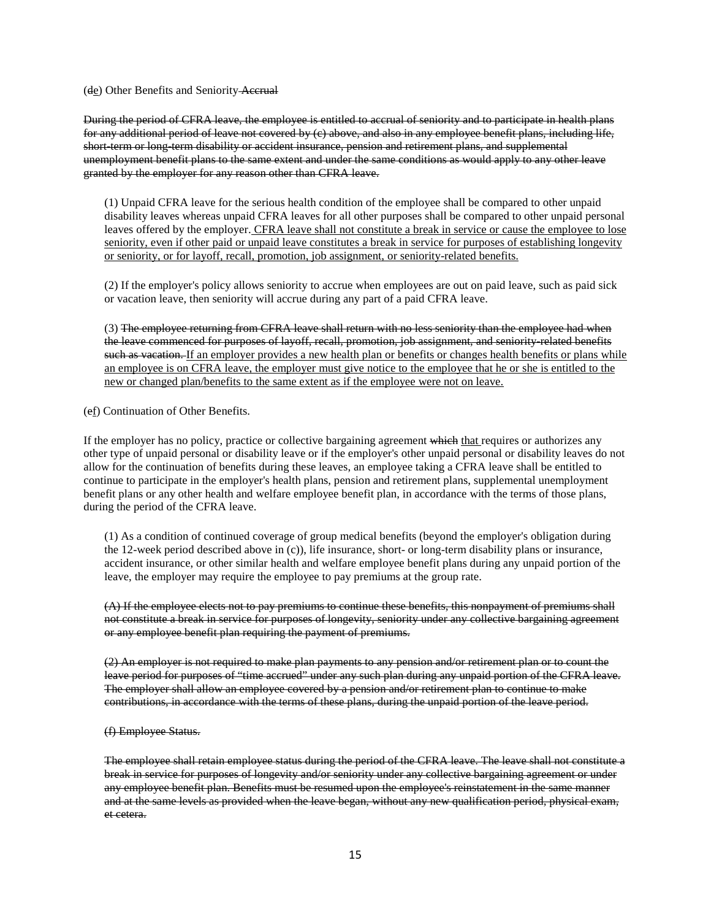(~~d~~<u>e</u>) Other Benefits and Seniority ~~Accrual~~

~~During the period of CFRA leave, the employee is entitled to accrual of seniority and to participate in health plans for any additional period of leave not covered by (c) above, and also in any employee benefit plans, including life, short-term or long-term disability or accident insurance, pension and retirement plans, and supplemental unemployment benefit plans to the same extent and under the same conditions as would apply to any other leave granted by the employer for any reason other than CFRA leave.~~

(1) Unpaid CFRA leave for the serious health condition of the employee shall be compared to other unpaid disability leaves whereas unpaid CFRA leaves for all other purposes shall be compared to other unpaid personal leaves offered by the employer. <u>CFRA leave shall not constitute a break in service or cause the employee to lose seniority, even if other paid or unpaid leave constitutes a break in service for purposes of establishing longevity or seniority, or for layoff, recall, promotion, job assignment, or seniority-related benefits.</u>

(2) If the employer's policy allows seniority to accrue when employees are out on paid leave, such as paid sick or vacation leave, then seniority will accrue during any part of a paid CFRA leave.

(3) ~~The employee returning from CFRA leave shall return with no less seniority than the employee had when the leave commenced for purposes of layoff, recall, promotion, job assignment, and seniority-related benefits such as vacation.~~ <u>If an employer provides a new health plan or benefits or changes health benefits or plans while an employee is on CFRA leave, the employer must give notice to the employee that he or she is entitled to the new or changed plan/benefits to the same extent as if the employee were not on leave.</u>

(~~e~~<u>f</u>) Continuation of Other Benefits.

If the employer has no policy, practice or collective bargaining agreement ~~which~~ <u>that</u> requires or authorizes any other type of unpaid personal or disability leave or if the employer's other unpaid personal or disability leaves do not allow for the continuation of benefits during these leaves, an employee taking a CFRA leave shall be entitled to continue to participate in the employer's health plans, pension and retirement plans, supplemental unemployment benefit plans or any other health and welfare employee benefit plan, in accordance with the terms of those plans, during the period of the CFRA leave.

(1) As a condition of continued coverage of group medical benefits (beyond the employer's obligation during the 12-week period described above in (c)), life insurance, short- or long-term disability plans or insurance, accident insurance, or other similar health and welfare employee benefit plans during any unpaid portion of the leave, the employer may require the employee to pay premiums at the group rate.

~~(A) If the employee elects not to pay premiums to continue these benefits, this nonpayment of premiums shall not constitute a break in service for purposes of longevity, seniority under any collective bargaining agreement or any employee benefit plan requiring the payment of premiums.~~

~~(2) An employer is not required to make plan payments to any pension and/or retirement plan or to count the leave period for purposes of "time accrued" under any such plan during any unpaid portion of the CFRA leave. The employer shall allow an employee covered by a pension and/or retirement plan to continue to make contributions, in accordance with the terms of these plans, during the unpaid portion of the leave period.~~

~~(f) Employee Status.~~

~~The employee shall retain employee status during the period of the CFRA leave. The leave shall not constitute a break in service for purposes of longevity and/or seniority under any collective bargaining agreement or under any employee benefit plan. Benefits must be resumed upon the employee's reinstatement in the same manner and at the same levels as provided when the leave began, without any new qualification period, physical exam, et cetera.~~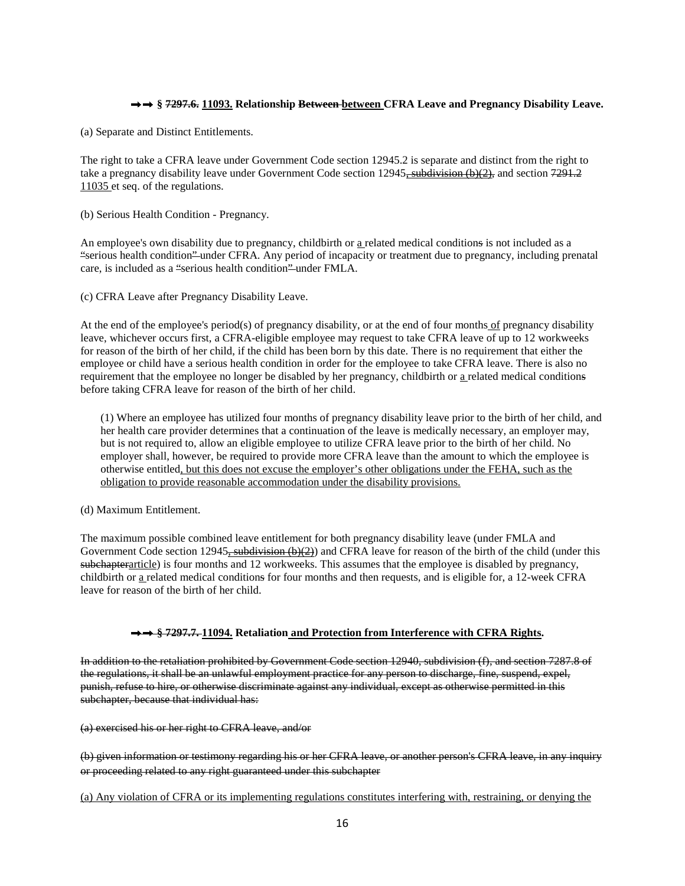**→→ § ~~7297.6.~~ 11093. Relationship ~~Between~~ between CFRA Leave and Pregnancy Disability Leave.**

(a) Separate and Distinct Entitlements.

The right to take a CFRA leave under Government Code section 12945.2 is separate and distinct from the right to take a pregnancy disability leave under Government Code section 12945~~, subdivision (b)(2),~~ and section ~~7291.2~~ 11035 et seq. of the regulations.

(b) Serious Health Condition - Pregnancy.

An employee's own disability due to pregnancy, childbirth or a related medical condition~~s~~ is not included as a ~~"~~serious health condition~~"~~ under CFRA. Any period of incapacity or treatment due to pregnancy, including prenatal care, is included as a ~~"~~serious health condition~~"~~ under FMLA.

(c) CFRA Leave after Pregnancy Disability Leave.

At the end of the employee's period(s) of pregnancy disability, or at the end of four months of pregnancy disability leave, whichever occurs first, a CFRA-eligible employee may request to take CFRA leave of up to 12 workweeks for reason of the birth of her child, if the child has been born by this date. There is no requirement that either the employee or child have a serious health condition in order for the employee to take CFRA leave. There is also no requirement that the employee no longer be disabled by her pregnancy, childbirth or a related medical condition~~s~~ before taking CFRA leave for reason of the birth of her child.

(1) Where an employee has utilized four months of pregnancy disability leave prior to the birth of her child, and her health care provider determines that a continuation of the leave is medically necessary, an employer may, but is not required to, allow an eligible employee to utilize CFRA leave prior to the birth of her child. No employer shall, however, be required to provide more CFRA leave than the amount to which the employee is otherwise entitled, but this does not excuse the employer's other obligations under the FEHA, such as the obligation to provide reasonable accommodation under the disability provisions.

(d) Maximum Entitlement.

The maximum possible combined leave entitlement for both pregnancy disability leave (under FMLA and Government Code section 12945~~, subdivision (b)(2)~~) and CFRA leave for reason of the birth of the child (under this ~~subchapter~~article) is four months and 12 workweeks. This assumes that the employee is disabled by pregnancy, childbirth or a related medical condition~~s~~ for four months and then requests, and is eligible for, a 12-week CFRA leave for reason of the birth of her child.

**→→ § ~~7297.7.~~ 11094. Retaliation and Protection from Interference with CFRA Rights.**

~~In addition to the retaliation prohibited by Government Code section 12940, subdivision (f), and section 7287.8 of the regulations, it shall be an unlawful employment practice for any person to discharge, fine, suspend, expel, punish, refuse to hire, or otherwise discriminate against any individual, except as otherwise permitted in this subchapter, because that individual has:~~

~~(a) exercised his or her right to CFRA leave, and/or~~

~~(b) given information or testimony regarding his or her CFRA leave, or another person's CFRA leave, in any inquiry or proceeding related to any right guaranteed under this subchapter~~

(a) Any violation of CFRA or its implementing regulations constitutes interfering with, restraining, or denying the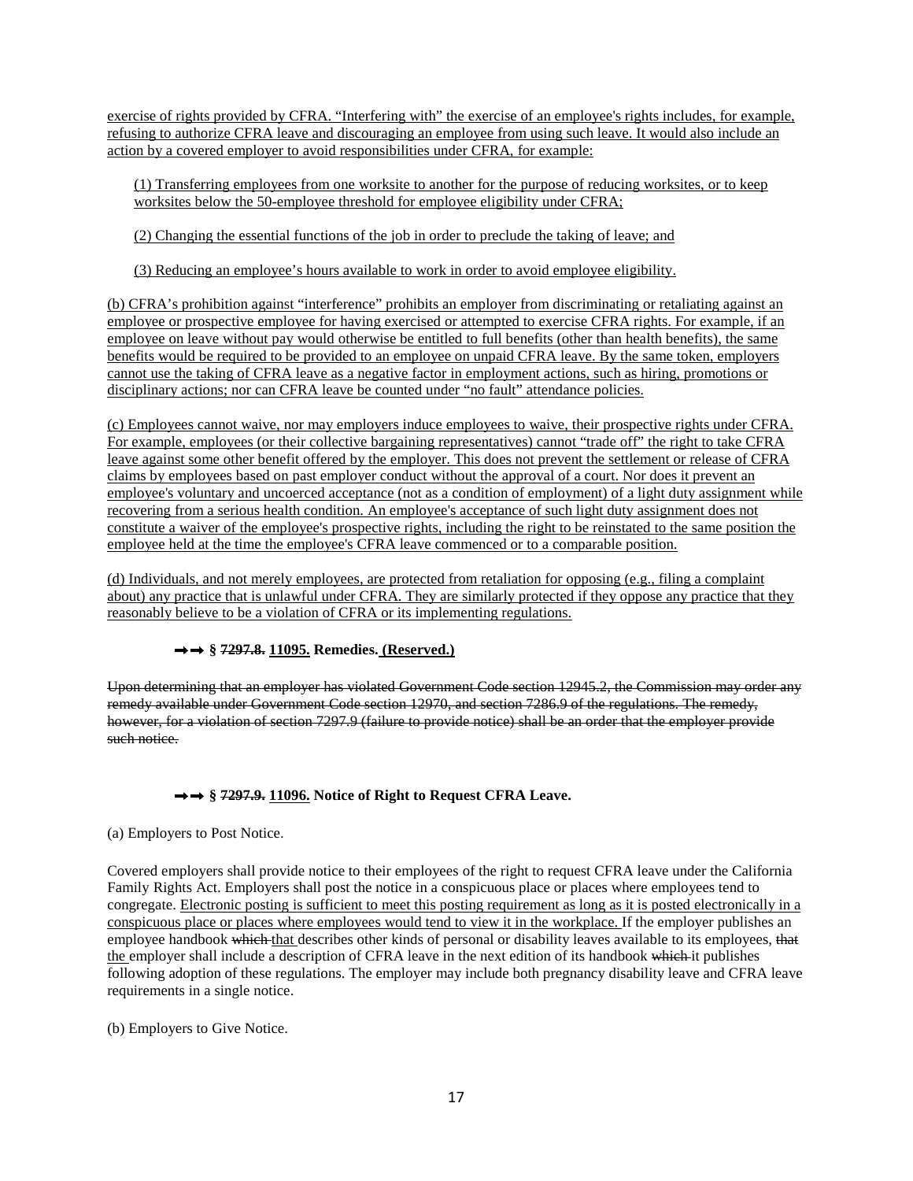exercise of rights provided by CFRA. "Interfering with" the exercise of an employee's rights includes, for example, refusing to authorize CFRA leave and discouraging an employee from using such leave. It would also include an action by a covered employer to avoid responsibilities under CFRA, for example:

(1) Transferring employees from one worksite to another for the purpose of reducing worksites, or to keep worksites below the 50-employee threshold for employee eligibility under CFRA;

(2) Changing the essential functions of the job in order to preclude the taking of leave; and

(3) Reducing an employee's hours available to work in order to avoid employee eligibility.

(b) CFRA's prohibition against "interference" prohibits an employer from discriminating or retaliating against an employee or prospective employee for having exercised or attempted to exercise CFRA rights. For example, if an employee on leave without pay would otherwise be entitled to full benefits (other than health benefits), the same benefits would be required to be provided to an employee on unpaid CFRA leave. By the same token, employers cannot use the taking of CFRA leave as a negative factor in employment actions, such as hiring, promotions or disciplinary actions; nor can CFRA leave be counted under "no fault" attendance policies.

(c) Employees cannot waive, nor may employers induce employees to waive, their prospective rights under CFRA. For example, employees (or their collective bargaining representatives) cannot "trade off" the right to take CFRA leave against some other benefit offered by the employer. This does not prevent the settlement or release of CFRA claims by employees based on past employer conduct without the approval of a court. Nor does it prevent an employee's voluntary and uncoerced acceptance (not as a condition of employment) of a light duty assignment while recovering from a serious health condition. An employee's acceptance of such light duty assignment does not constitute a waiver of the employee's prospective rights, including the right to be reinstated to the same position the employee held at the time the employee's CFRA leave commenced or to a comparable position.

(d) Individuals, and not merely employees, are protected from retaliation for opposing (e.g., filing a complaint about) any practice that is unlawful under CFRA. They are similarly protected if they oppose any practice that they reasonably believe to be a violation of CFRA or its implementing regulations.

### →→ § ~~7297.8.~~ 11095. Remedies. (Reserved.)

~~Upon determining that an employer has violated Government Code section 12945.2, the Commission may order any remedy available under Government Code section 12970, and section 7286.9 of the regulations. The remedy, however, for a violation of section 7297.9 (failure to provide notice) shall be an order that the employer provide such notice.~~

### →→ § ~~7297.9.~~ 11096. Notice of Right to Request CFRA Leave.

(a) Employers to Post Notice.

Covered employers shall provide notice to their employees of the right to request CFRA leave under the California Family Rights Act. Employers shall post the notice in a conspicuous place or places where employees tend to congregate. Electronic posting is sufficient to meet this posting requirement as long as it is posted electronically in a conspicuous place or places where employees would tend to view it in the workplace. If the employer publishes an employee handbook ~~which~~ that describes other kinds of personal or disability leaves available to its employees, ~~that~~ the employer shall include a description of CFRA leave in the next edition of its handbook ~~which~~ it publishes following adoption of these regulations. The employer may include both pregnancy disability leave and CFRA leave requirements in a single notice.

(b) Employers to Give Notice.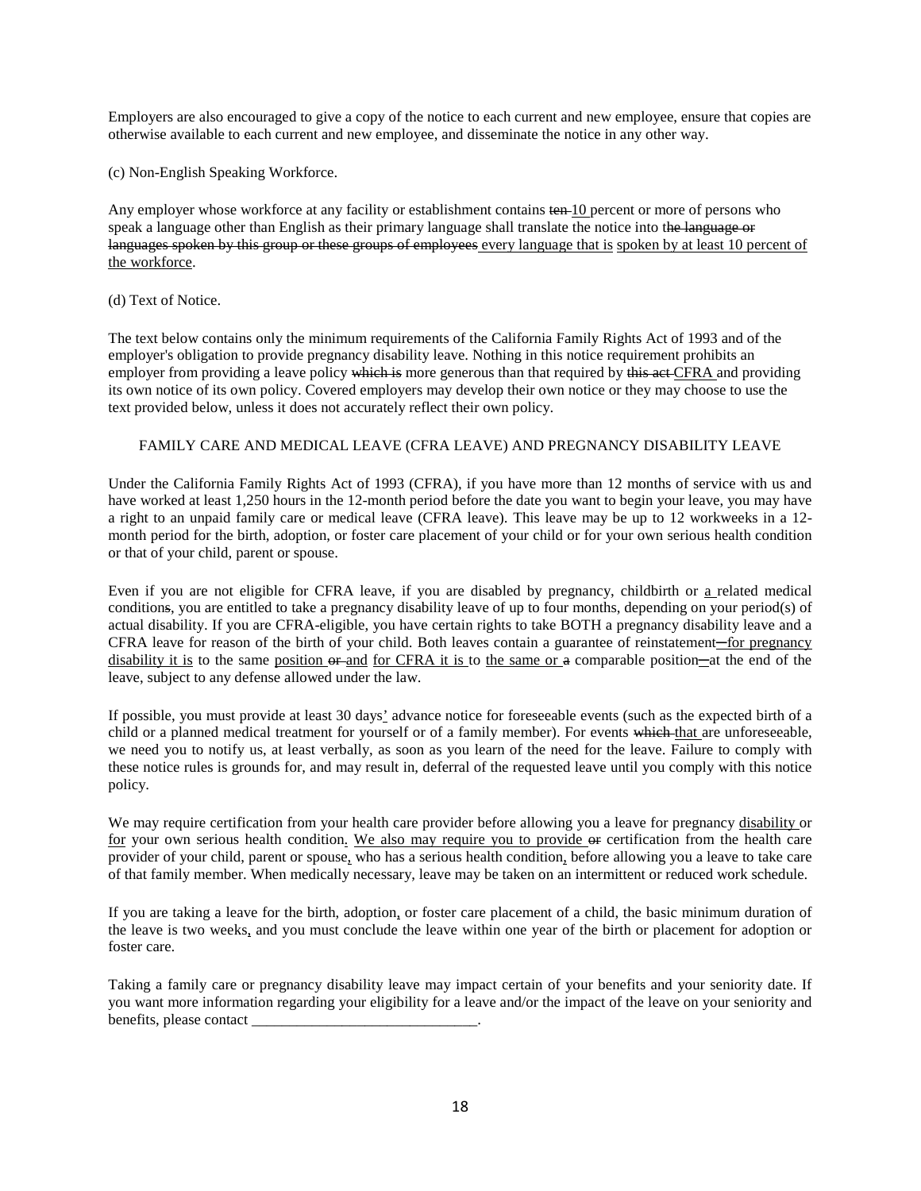Employers are also encouraged to give a copy of the notice to each current and new employee, ensure that copies are otherwise available to each current and new employee, and disseminate the notice in any other way.

(c) Non-English Speaking Workforce.

Any employer whose workforce at any facility or establishment contains ~~ten~~ <u>10</u> percent or more of persons who speak a language other than English as their primary language shall translate the notice into t~~he language or languages spoken by this group or these groups of employees~~ <u>every language that is spoken by at least 10 percent of the workforce</u>.

(d) Text of Notice.

The text below contains only the minimum requirements of the California Family Rights Act of 1993 and of the employer's obligation to provide pregnancy disability leave. Nothing in this notice requirement prohibits an employer from providing a leave policy ~~which is~~ more generous than that required by ~~this act~~ <u>CFRA</u> and providing its own notice of its own policy. Covered employers may develop their own notice or they may choose to use the text provided below, unless it does not accurately reflect their own policy.

FAMILY CARE AND MEDICAL LEAVE (CFRA LEAVE) AND PREGNANCY DISABILITY LEAVE

Under the California Family Rights Act of 1993 (CFRA), if you have more than 12 months of service with us and have worked at least 1,250 hours in the 12-month period before the date you want to begin your leave, you may have a right to an unpaid family care or medical leave (CFRA leave). This leave may be up to 12 workweeks in a 12-month period for the birth, adoption, or foster care placement of your child or for your own serious health condition or that of your child, parent or spouse.

Even if you are not eligible for CFRA leave, if you are disabled by pregnancy, childbirth or <u>a</u> related medical condition~~s~~, you are entitled to take a pregnancy disability leave of up to four months, depending on your period(s) of actual disability. If you are CFRA-eligible, you have certain rights to take BOTH a pregnancy disability leave and a CFRA leave for reason of the birth of your child. Both leaves contain a guarantee of reinstatement<u>—for pregnancy disability it is</u> to the same <u>position</u> ~~or~~ <u>and</u> <u>for CFRA it is</u> to <u>the same or</u> ~~a~~ comparable position<u>—</u>at the end of the leave, subject to any defense allowed under the law.

If possible, you must provide at least 30 days<u>'</u> advance notice for foreseeable events (such as the expected birth of a child or a planned medical treatment for yourself or of a family member). For events ~~which~~ <u>that</u> are unforeseeable, we need you to notify us, at least verbally, as soon as you learn of the need for the leave. Failure to comply with these notice rules is grounds for, and may result in, deferral of the requested leave until you comply with this notice policy.

We may require certification from your health care provider before allowing you a leave for pregnancy <u>disability</u> or <u>for</u> your own serious health condition<u>.</u> <u>We also may require you to provide</u> ~~or~~ certification from the health care provider of your child, parent or spouse<u>,</u> who has a serious health condition<u>,</u> before allowing you a leave to take care of that family member. When medically necessary, leave may be taken on an intermittent or reduced work schedule.

If you are taking a leave for the birth, adoption<u>,</u> or foster care placement of a child, the basic minimum duration of the leave is two weeks<u>,</u> and you must conclude the leave within one year of the birth or placement for adoption or foster care.

Taking a family care or pregnancy disability leave may impact certain of your benefits and your seniority date. If you want more information regarding your eligibility for a leave and/or the impact of the leave on your seniority and benefits, please contact ______________________________.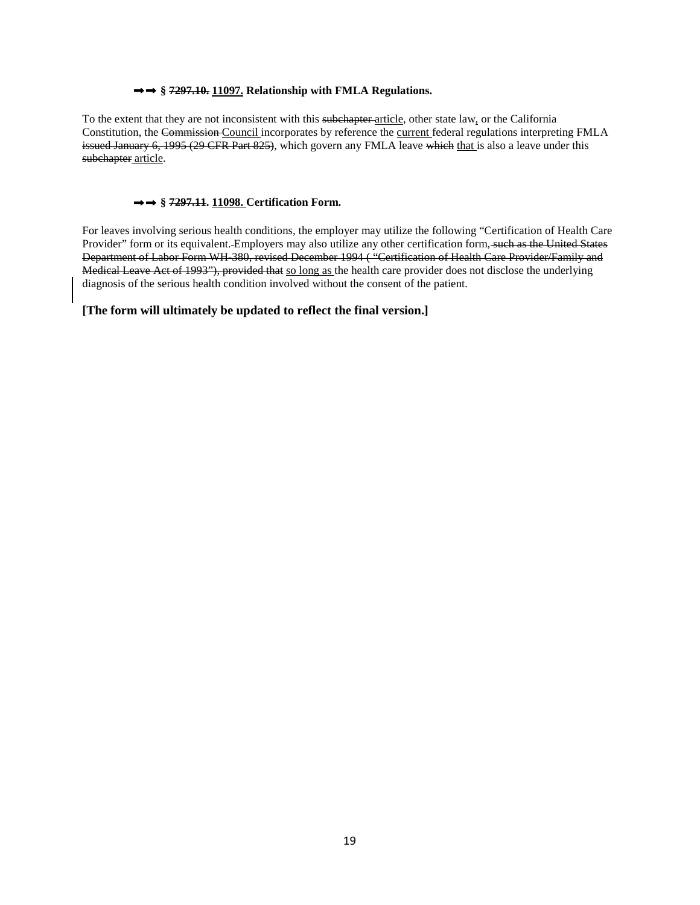### →→ § ~~7297.10.~~ <u>11097.</u> Relationship with FMLA Regulations.

To the extent that they are not inconsistent with this ~~subchapter~~ <u>article</u>, other state law<u>,</u> or the California Constitution, the ~~Commission~~ <u>Council</u> incorporates by reference the <u>current</u> federal regulations interpreting FMLA ~~issued January 6, 1995 (29 CFR Part 825)~~, which govern any FMLA leave ~~which~~ <u>that</u> is also a leave under this ~~subchapter~~ <u>article</u>.

### →→ § ~~7297.11~~. <u>11098.</u> Certification Form.

For leaves involving serious health conditions, the employer may utilize the following "Certification of Health Care Provider" form or its equivalent. Employers may also utilize any other certification form~~, such as the United States Department of Labor Form WH-380, revised December 1994 ( "Certification of Health Care Provider/Family and Medical Leave Act of 1993"), provided that~~ <u>so long as</u> the health care provider does not disclose the underlying diagnosis of the serious health condition involved without the consent of the patient.

**[The form will ultimately be updated to reflect the final version.]**